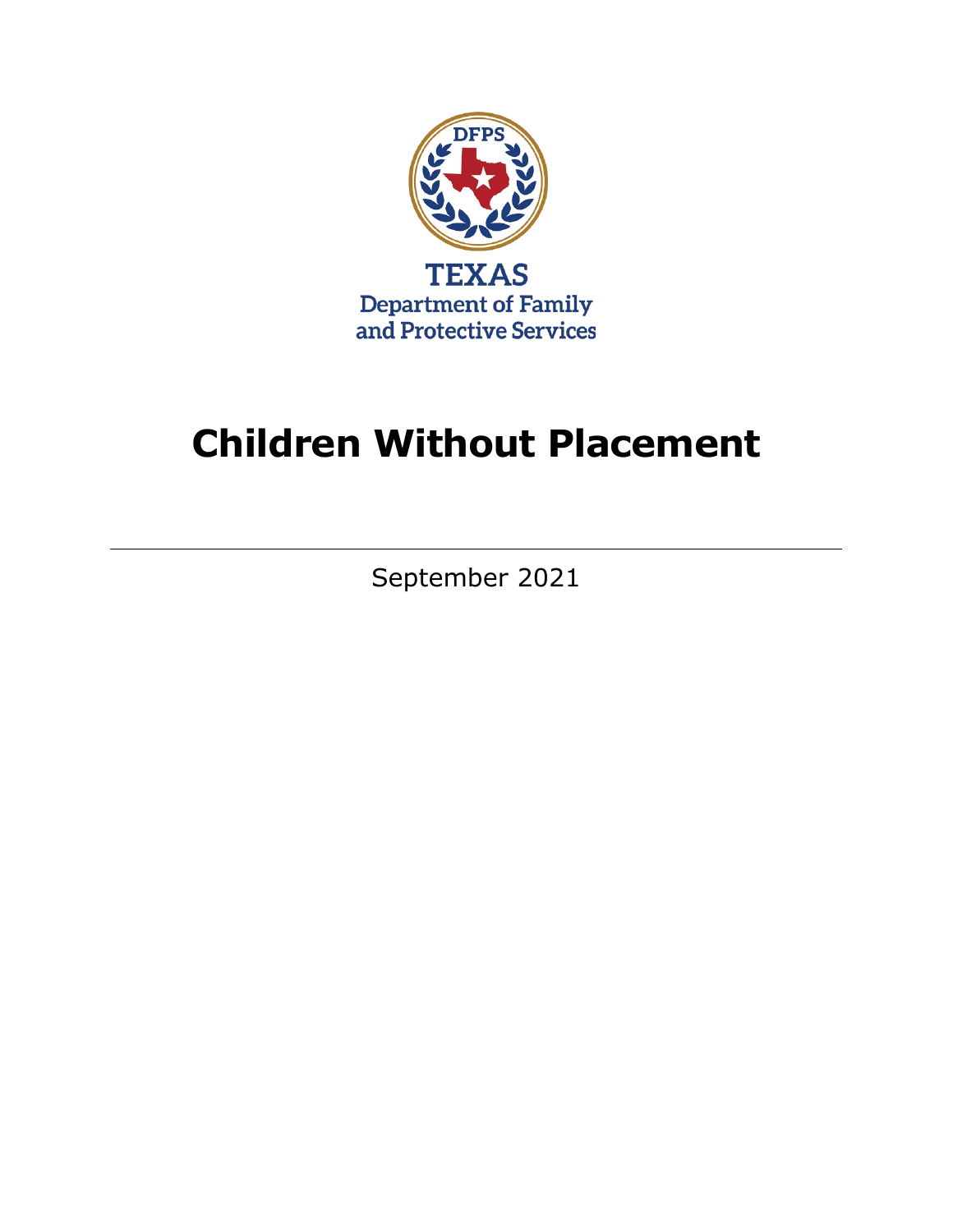DFPS

TEXAS
Department of Family and Protective Services

# Children Without Placement

September 2021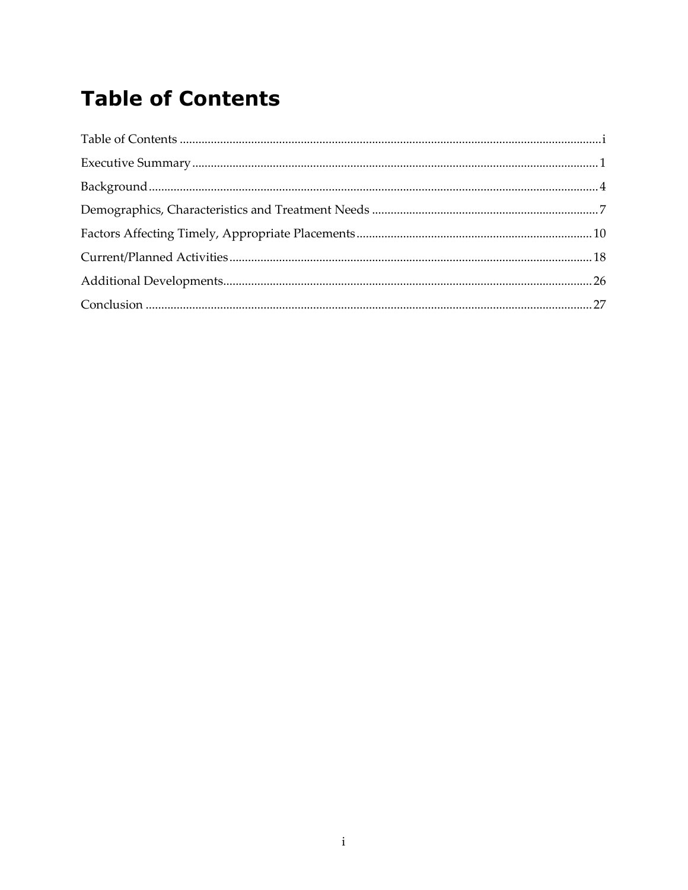# Table of Contents

Table of Contents ........................................................................................................................... i

Executive Summary ........................................................................................................................ 1

Background ...................................................................................................................................... 4

Demographics, Characteristics and Treatment Needs ................................................................ 7

Factors Affecting Timely, Appropriate Placements .................................................................. 10

Current/Planned Activities .......................................................................................................... 18

Additional Developments ............................................................................................................ 26

Conclusion ..................................................................................................................................... 27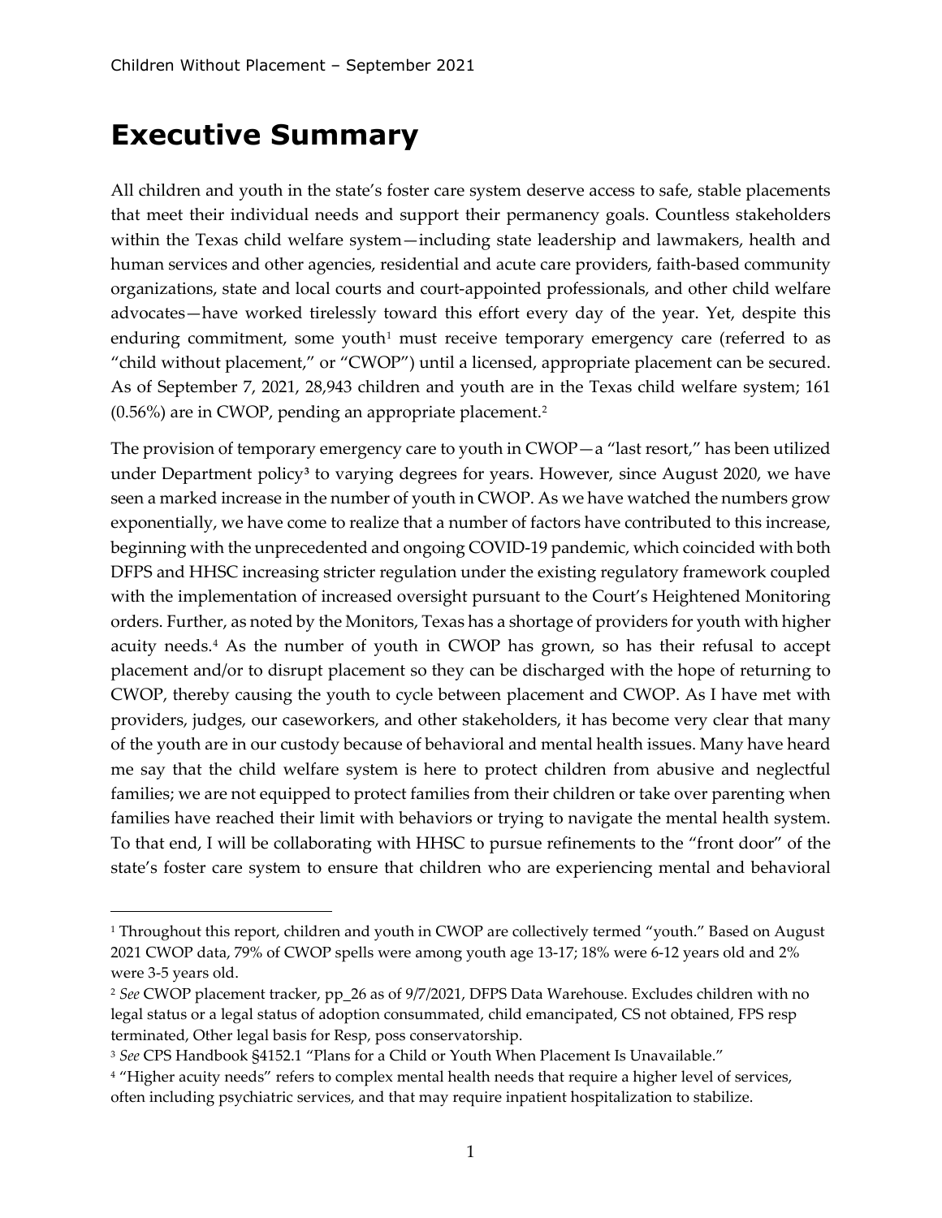# Executive Summary

All children and youth in the state's foster care system deserve access to safe, stable placements that meet their individual needs and support their permanency goals. Countless stakeholders within the Texas child welfare system—including state leadership and lawmakers, health and human services and other agencies, residential and acute care providers, faith-based community organizations, state and local courts and court-appointed professionals, and other child welfare advocates—have worked tirelessly toward this effort every day of the year. Yet, despite this enduring commitment, some youth[1] must receive temporary emergency care (referred to as "child without placement," or "CWOP") until a licensed, appropriate placement can be secured. As of September 7, 2021, 28,943 children and youth are in the Texas child welfare system; 161 (0.56%) are in CWOP, pending an appropriate placement.[2]

The provision of temporary emergency care to youth in CWOP—a "last resort," has been utilized under Department policy[3] to varying degrees for years. However, since August 2020, we have seen a marked increase in the number of youth in CWOP. As we have watched the numbers grow exponentially, we have come to realize that a number of factors have contributed to this increase, beginning with the unprecedented and ongoing COVID-19 pandemic, which coincided with both DFPS and HHSC increasing stricter regulation under the existing regulatory framework coupled with the implementation of increased oversight pursuant to the Court's Heightened Monitoring orders. Further, as noted by the Monitors, Texas has a shortage of providers for youth with higher acuity needs.[4] As the number of youth in CWOP has grown, so has their refusal to accept placement and/or to disrupt placement so they can be discharged with the hope of returning to CWOP, thereby causing the youth to cycle between placement and CWOP. As I have met with providers, judges, our caseworkers, and other stakeholders, it has become very clear that many of the youth are in our custody because of behavioral and mental health issues. Many have heard me say that the child welfare system is here to protect children from abusive and neglectful families; we are not equipped to protect families from their children or take over parenting when families have reached their limit with behaviors or trying to navigate the mental health system. To that end, I will be collaborating with HHSC to pursue refinements to the "front door" of the state's foster care system to ensure that children who are experiencing mental and behavioral

---

[1] Throughout this report, children and youth in CWOP are collectively termed "youth." Based on August 2021 CWOP data, 79% of CWOP spells were among youth age 13-17; 18% were 6-12 years old and 2% were 3-5 years old.

[2] *See* CWOP placement tracker, pp_26 as of 9/7/2021, DFPS Data Warehouse. Excludes children with no legal status or a legal status of adoption consummated, child emancipated, CS not obtained, FPS resp terminated, Other legal basis for Resp, poss conservatorship.

[3] *See* CPS Handbook §4152.1 "Plans for a Child or Youth When Placement Is Unavailable."

[4] "Higher acuity needs" refers to complex mental health needs that require a higher level of services, often including psychiatric services, and that may require inpatient hospitalization to stabilize.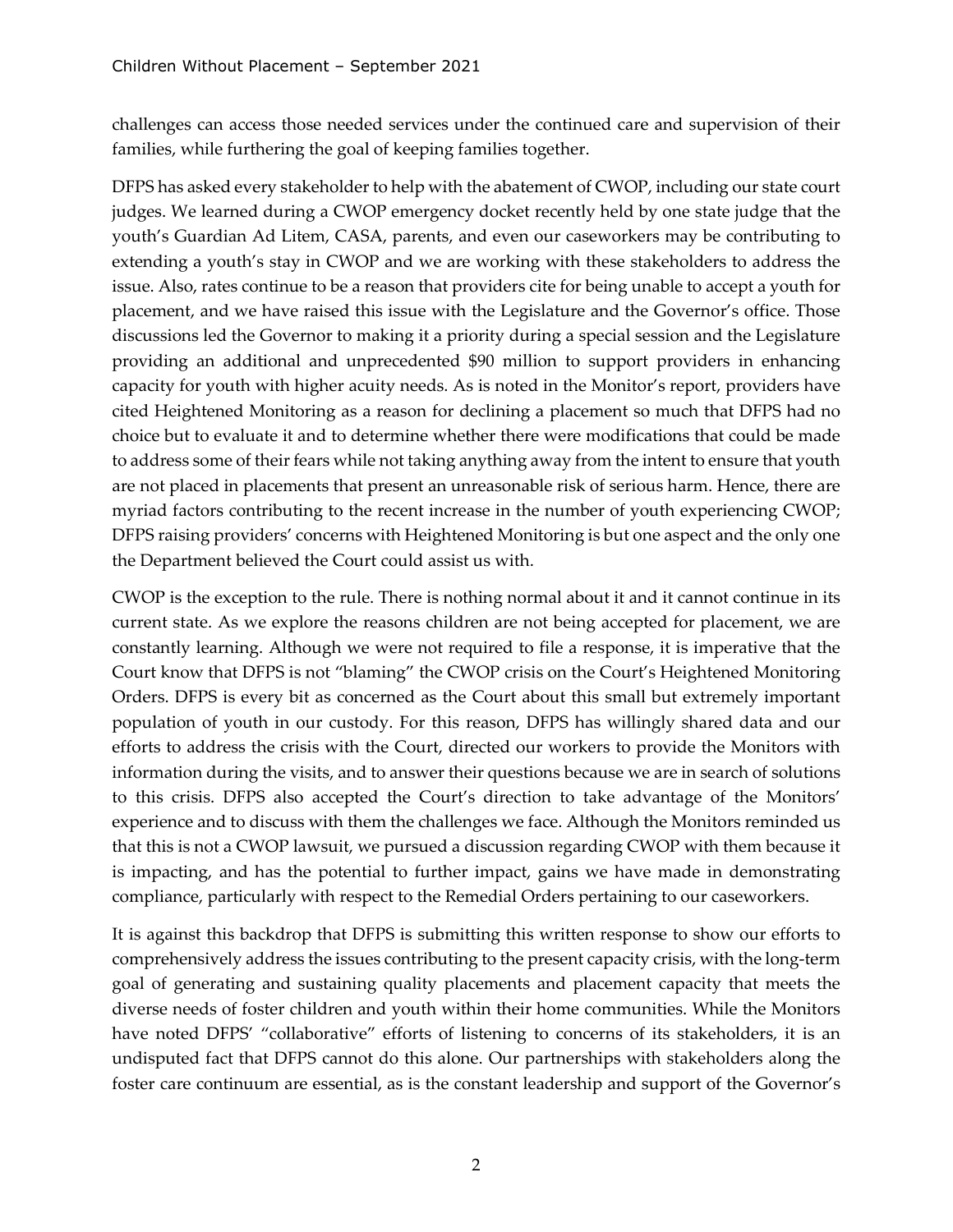challenges can access those needed services under the continued care and supervision of their families, while furthering the goal of keeping families together.

DFPS has asked every stakeholder to help with the abatement of CWOP, including our state court judges. We learned during a CWOP emergency docket recently held by one state judge that the youth's Guardian Ad Litem, CASA, parents, and even our caseworkers may be contributing to extending a youth's stay in CWOP and we are working with these stakeholders to address the issue. Also, rates continue to be a reason that providers cite for being unable to accept a youth for placement, and we have raised this issue with the Legislature and the Governor's office. Those discussions led the Governor to making it a priority during a special session and the Legislature providing an additional and unprecedented $90 million to support providers in enhancing capacity for youth with higher acuity needs. As is noted in the Monitor's report, providers have cited Heightened Monitoring as a reason for declining a placement so much that DFPS had no choice but to evaluate it and to determine whether there were modifications that could be made to address some of their fears while not taking anything away from the intent to ensure that youth are not placed in placements that present an unreasonable risk of serious harm. Hence, there are myriad factors contributing to the recent increase in the number of youth experiencing CWOP; DFPS raising providers' concerns with Heightened Monitoring is but one aspect and the only one the Department believed the Court could assist us with.

CWOP is the exception to the rule. There is nothing normal about it and it cannot continue in its current state. As we explore the reasons children are not being accepted for placement, we are constantly learning. Although we were not required to file a response, it is imperative that the Court know that DFPS is not "blaming" the CWOP crisis on the Court's Heightened Monitoring Orders. DFPS is every bit as concerned as the Court about this small but extremely important population of youth in our custody. For this reason, DFPS has willingly shared data and our efforts to address the crisis with the Court, directed our workers to provide the Monitors with information during the visits, and to answer their questions because we are in search of solutions to this crisis. DFPS also accepted the Court's direction to take advantage of the Monitors' experience and to discuss with them the challenges we face. Although the Monitors reminded us that this is not a CWOP lawsuit, we pursued a discussion regarding CWOP with them because it is impacting, and has the potential to further impact, gains we have made in demonstrating compliance, particularly with respect to the Remedial Orders pertaining to our caseworkers.

It is against this backdrop that DFPS is submitting this written response to show our efforts to comprehensively address the issues contributing to the present capacity crisis, with the long-term goal of generating and sustaining quality placements and placement capacity that meets the diverse needs of foster children and youth within their home communities. While the Monitors have noted DFPS' "collaborative" efforts of listening to concerns of its stakeholders, it is an undisputed fact that DFPS cannot do this alone. Our partnerships with stakeholders along the foster care continuum are essential, as is the constant leadership and support of the Governor's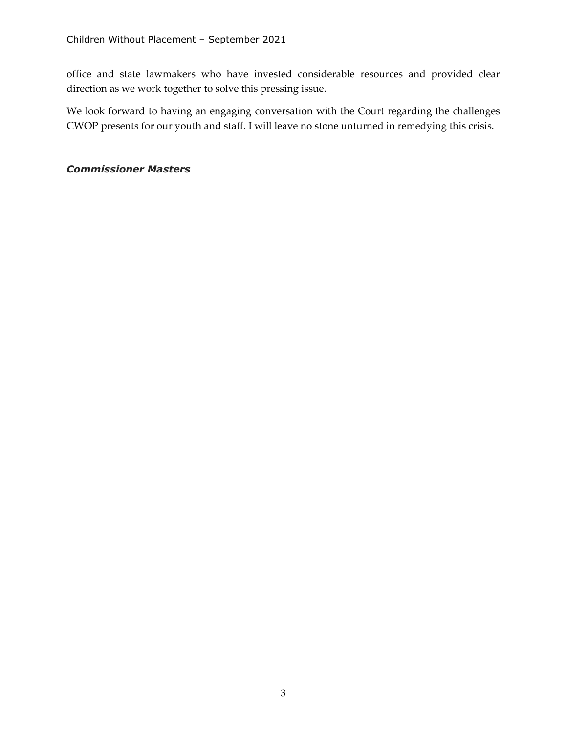office and state lawmakers who have invested considerable resources and provided clear direction as we work together to solve this pressing issue.

We look forward to having an engaging conversation with the Court regarding the challenges CWOP presents for our youth and staff. I will leave no stone unturned in remedying this crisis.

***Commissioner Masters***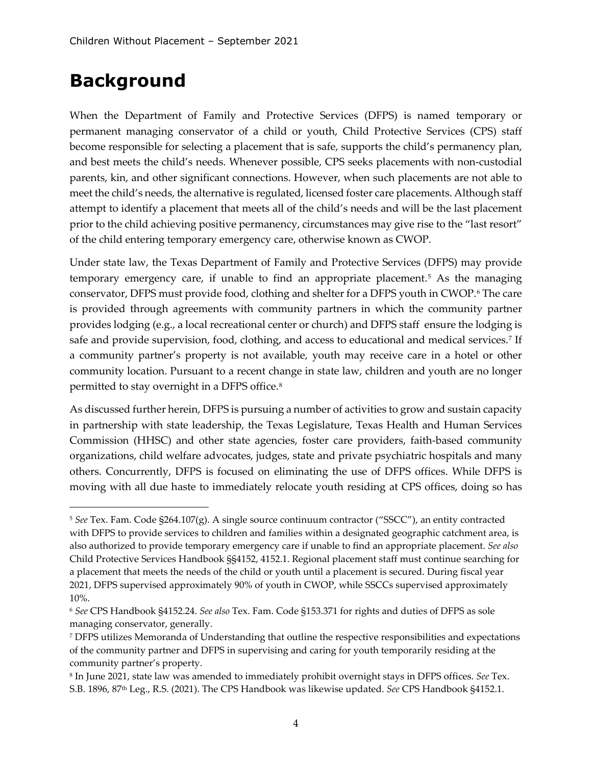# Background

When the Department of Family and Protective Services (DFPS) is named temporary or permanent managing conservator of a child or youth, Child Protective Services (CPS) staff become responsible for selecting a placement that is safe, supports the child's permanency plan, and best meets the child's needs. Whenever possible, CPS seeks placements with non-custodial parents, kin, and other significant connections. However, when such placements are not able to meet the child's needs, the alternative is regulated, licensed foster care placements. Although staff attempt to identify a placement that meets all of the child's needs and will be the last placement prior to the child achieving positive permanency, circumstances may give rise to the "last resort" of the child entering temporary emergency care, otherwise known as CWOP.

Under state law, the Texas Department of Family and Protective Services (DFPS) may provide temporary emergency care, if unable to find an appropriate placement.[5] As the managing conservator, DFPS must provide food, clothing and shelter for a DFPS youth in CWOP.[6] The care is provided through agreements with community partners in which the community partner provides lodging (e.g., a local recreational center or church) and DFPS staff ensure the lodging is safe and provide supervision, food, clothing, and access to educational and medical services.[7] If a community partner's property is not available, youth may receive care in a hotel or other community location. Pursuant to a recent change in state law, children and youth are no longer permitted to stay overnight in a DFPS office.[8]

As discussed further herein, DFPS is pursuing a number of activities to grow and sustain capacity in partnership with state leadership, the Texas Legislature, Texas Health and Human Services Commission (HHSC) and other state agencies, foster care providers, faith-based community organizations, child welfare advocates, judges, state and private psychiatric hospitals and many others. Concurrently, DFPS is focused on eliminating the use of DFPS offices. While DFPS is moving with all due haste to immediately relocate youth residing at CPS offices, doing so has

---

[5] *See* Tex. Fam. Code §264.107(g). A single source continuum contractor ("SSCC"), an entity contracted with DFPS to provide services to children and families within a designated geographic catchment area, is also authorized to provide temporary emergency care if unable to find an appropriate placement. *See also* Child Protective Services Handbook §§4152, 4152.1. Regional placement staff must continue searching for a placement that meets the needs of the child or youth until a placement is secured. During fiscal year 2021, DFPS supervised approximately 90% of youth in CWOP, while SSCCs supervised approximately 10%.

[6] *See* CPS Handbook §4152.24. *See also* Tex. Fam. Code §153.371 for rights and duties of DFPS as sole managing conservator, generally.

[7] DFPS utilizes Memoranda of Understanding that outline the respective responsibilities and expectations of the community partner and DFPS in supervising and caring for youth temporarily residing at the community partner's property.

[8] In June 2021, state law was amended to immediately prohibit overnight stays in DFPS offices. *See* Tex. S.B. 1896, 87th Leg., R.S. (2021). The CPS Handbook was likewise updated. *See* CPS Handbook §4152.1.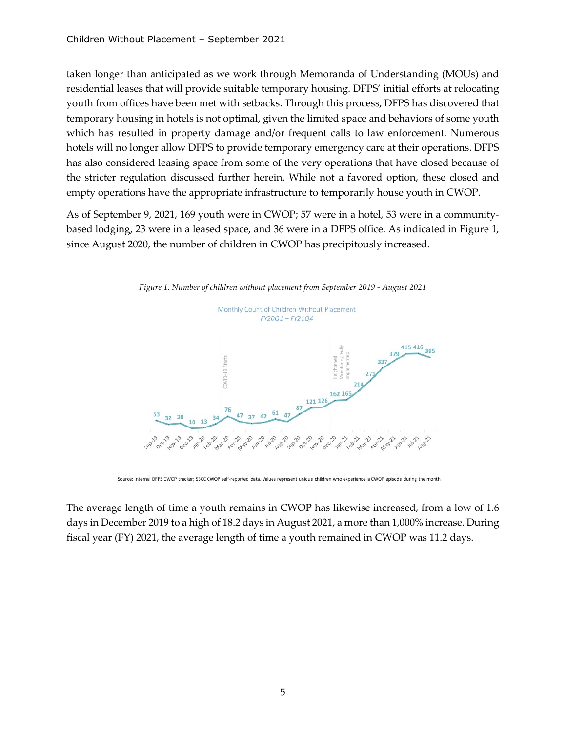taken longer than anticipated as we work through Memoranda of Understanding (MOUs) and residential leases that will provide suitable temporary housing. DFPS' initial efforts at relocating youth from offices have been met with setbacks. Through this process, DFPS has discovered that temporary housing in hotels is not optimal, given the limited space and behaviors of some youth which has resulted in property damage and/or frequent calls to law enforcement. Numerous hotels will no longer allow DFPS to provide temporary emergency care at their operations. DFPS has also considered leasing space from some of the very operations that have closed because of the stricter regulation discussed further herein. While not a favored option, these closed and empty operations have the appropriate infrastructure to temporarily house youth in CWOP.

As of September 9, 2021, 169 youth were in CWOP; 57 were in a hotel, 53 were in a community-based lodging, 23 were in a leased space, and 36 were in a DFPS office. As indicated in Figure 1, since August 2020, the number of children in CWOP has precipitously increased.

*Figure 1. Number of children without placement from September 2019 - August 2021*

Monthly Count of Children Without Placement
*FY20Q1 – FY21Q4*

| Month | Count |
|---|---|
| Sep-19 | 53 |
| Oct-19 | 32 |
| Nov-19 | 38 |
| Dec-19 | 10 |
| Jan-20 | 13 |
| Feb-20 | 34 |
| Mar-20 (COVID-19 Starts) | 76 |
| Apr-20 | 47 |
| May-20 | 37 |
| Jun-20 | 42 |
| Jul-20 | 61 |
| Aug-20 | 47 |
| Sep-20 | 87 |
| Oct-20 | 121 |
| Nov-20 | 126 |
| Dec-20 (Heightened Monitoring Fully Implemented) | 162 |
| Jan-21 | 165 |
| Feb-21 | 214 |
| Mar-21 | 271 |
| Apr-21 | 337 |
| May-21 | 379 |
| Jun-21 | 415 |
| Jul-21 | 416 |
| Aug-21 | 395 |

Source: Internal DFPS CWOP tracker; SSCC CWOP self-reported data. Values represent unique children who experience a CWOP episode during the month.

The average length of time a youth remains in CWOP has likewise increased, from a low of 1.6 days in December 2019 to a high of 18.2 days in August 2021, a more than 1,000% increase. During fiscal year (FY) 2021, the average length of time a youth remained in CWOP was 11.2 days.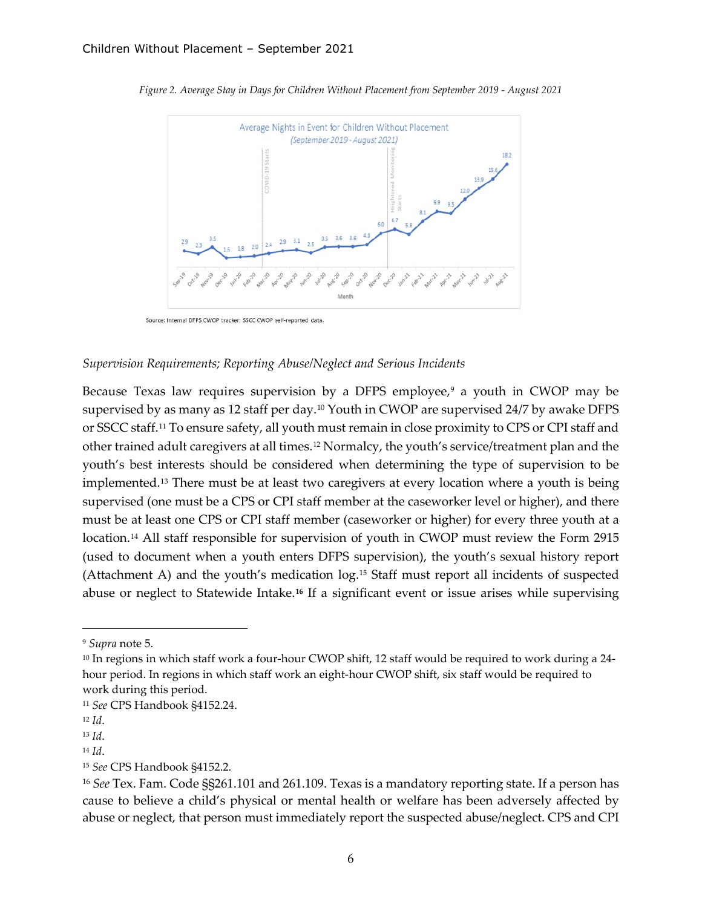*Figure 2. Average Stay in Days for Children Without Placement from September 2019 - August 2021*

Source: Internal DFPS CWOP tracker; SSCC CWOP self-reported data.

*Supervision Requirements; Reporting Abuse/Neglect and Serious Incidents*

Because Texas law requires supervision by a DFPS employee,[9] a youth in CWOP may be supervised by as many as 12 staff per day.[10] Youth in CWOP are supervised 24/7 by awake DFPS or SSCC staff.[11] To ensure safety, all youth must remain in close proximity to CPS or CPI staff and other trained adult caregivers at all times.[12] Normalcy, the youth's service/treatment plan and the youth's best interests should be considered when determining the type of supervision to be implemented.[13] There must be at least two caregivers at every location where a youth is being supervised (one must be a CPS or CPI staff member at the caseworker level or higher), and there must be at least one CPS or CPI staff member (caseworker or higher) for every three youth at a location.[14] All staff responsible for supervision of youth in CWOP must review the Form 2915 (used to document when a youth enters DFPS supervision), the youth's sexual history report (Attachment A) and the youth's medication log.[15] Staff must report all incidents of suspected abuse or neglect to Statewide Intake.[16] If a significant event or issue arises while supervising

---

[9] *Supra* note 5.

[10] In regions in which staff work a four-hour CWOP shift, 12 staff would be required to work during a 24-hour period. In regions in which staff work an eight-hour CWOP shift, six staff would be required to work during this period.

[11] *See* CPS Handbook §4152.24.

[12] *Id*.

[13] *Id*.

[14] *Id*.

[15] *See* CPS Handbook §4152.2.

[16] *See* Tex. Fam. Code §§261.101 and 261.109. Texas is a mandatory reporting state. If a person has cause to believe a child's physical or mental health or welfare has been adversely affected by abuse or neglect, that person must immediately report the suspected abuse/neglect. CPS and CPI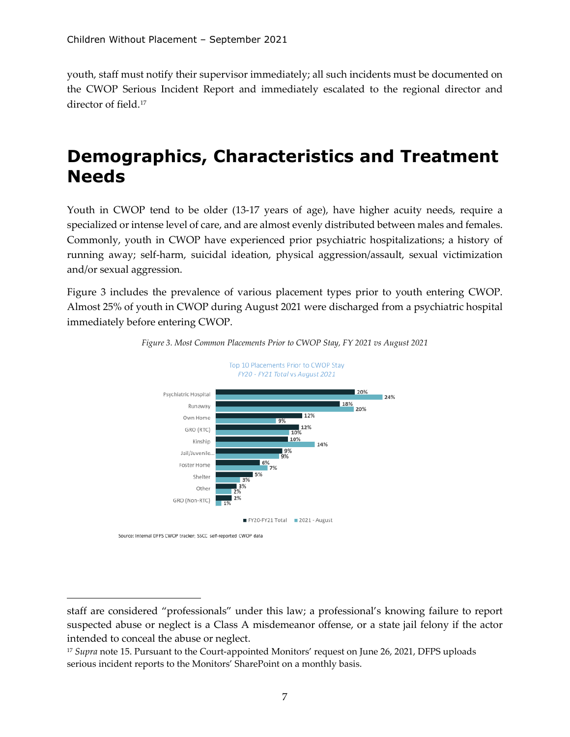youth, staff must notify their supervisor immediately; all such incidents must be documented on the CWOP Serious Incident Report and immediately escalated to the regional director and director of field.[17]

# Demographics, Characteristics and Treatment Needs

Youth in CWOP tend to be older (13-17 years of age), have higher acuity needs, require a specialized or intense level of care, and are almost evenly distributed between males and females. Commonly, youth in CWOP have experienced prior psychiatric hospitalizations; a history of running away; self-harm, suicidal ideation, physical aggression/assault, sexual victimization and/or sexual aggression.

Figure 3 includes the prevalence of various placement types prior to youth entering CWOP. Almost 25% of youth in CWOP during August 2021 were discharged from a psychiatric hospital immediately before entering CWOP.

*Figure 3. Most Common Placements Prior to CWOP Stay, FY 2021 vs August 2021*

Top 10 Placements Prior to CWOP Stay
*FY20 - FY21 Total* vs *August 2021*

| Placement | FY20-FY21 Total | 2021 - August |
|---|---|---|
| Psychiatric Hospital | 20% | 24% |
| Runaway | 18% | 20% |
| Own Home | 12% | 9% |
| GRO (RTC) | 12% | 10% |
| Kinship | 10% | 14% |
| Jail/Juvenile... | 9% | 9% |
| Foster Home | 6% | 7% |
| Shelter | 5% | 3% |
| Other | 3% | 2% |
| GRO (Non-RTC) | 2% | 1% |

Source: Internal DFPS CWOP tracker; SSCC self-reported CWOP data

---

staff are considered "professionals" under this law; a professional's knowing failure to report suspected abuse or neglect is a Class A misdemeanor offense, or a state jail felony if the actor intended to conceal the abuse or neglect.

[17] *Supra* note 15. Pursuant to the Court-appointed Monitors' request on June 26, 2021, DFPS uploads serious incident reports to the Monitors' SharePoint on a monthly basis.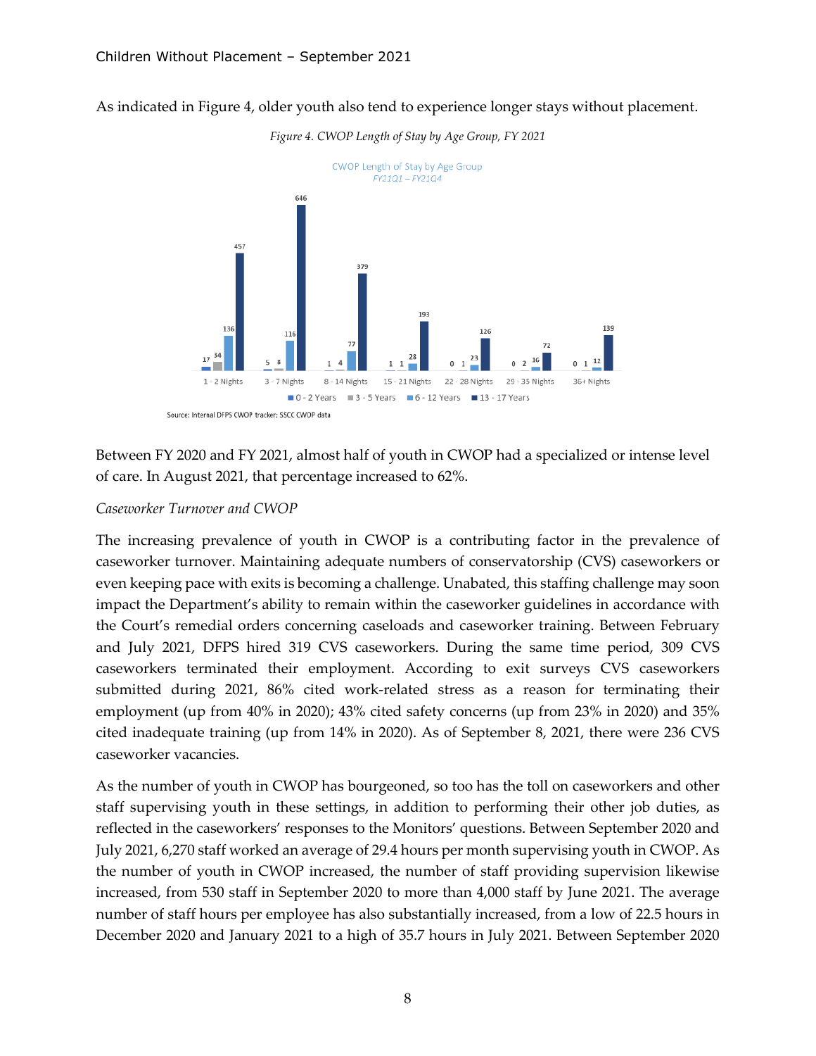As indicated in Figure 4, older youth also tend to experience longer stays without placement.

*Figure 4. CWOP Length of Stay by Age Group, FY 2021*

CWOP Length of Stay by Age Group
FY21Q1 – FY21Q4

| Length of Stay | 0 - 2 Years | 3 - 5 Years | 6 - 12 Years | 13 - 17 Years |
|---|---|---|---|---|
| 1 - 2 Nights | 17 | 34 | 136 | 457 |
| 3 - 7 Nights | 5 | 8 | 116 | 646 |
| 8 - 14 Nights | 1 | 4 | 77 | 379 |
| 15 - 21 Nights | 1 | 1 | 28 | 193 |
| 22 - 28 Nights | 0 | 1 | 23 | 126 |
| 29 - 35 Nights | 0 | 2 | 16 | 72 |
| 36+ Nights | 0 | 1 | 12 | 139 |

Source: Internal DFPS CWOP tracker; SSCC CWOP data

Between FY 2020 and FY 2021, almost half of youth in CWOP had a specialized or intense level of care. In August 2021, that percentage increased to 62%.

*Caseworker Turnover and CWOP*

The increasing prevalence of youth in CWOP is a contributing factor in the prevalence of caseworker turnover. Maintaining adequate numbers of conservatorship (CVS) caseworkers or even keeping pace with exits is becoming a challenge. Unabated, this staffing challenge may soon impact the Department's ability to remain within the caseworker guidelines in accordance with the Court's remedial orders concerning caseloads and caseworker training. Between February and July 2021, DFPS hired 319 CVS caseworkers. During the same time period, 309 CVS caseworkers terminated their employment. According to exit surveys CVS caseworkers submitted during 2021, 86% cited work-related stress as a reason for terminating their employment (up from 40% in 2020); 43% cited safety concerns (up from 23% in 2020) and 35% cited inadequate training (up from 14% in 2020). As of September 8, 2021, there were 236 CVS caseworker vacancies.

As the number of youth in CWOP has bourgeoned, so too has the toll on caseworkers and other staff supervising youth in these settings, in addition to performing their other job duties, as reflected in the caseworkers' responses to the Monitors' questions. Between September 2020 and July 2021, 6,270 staff worked an average of 29.4 hours per month supervising youth in CWOP. As the number of youth in CWOP increased, the number of staff providing supervision likewise increased, from 530 staff in September 2020 to more than 4,000 staff by June 2021. The average number of staff hours per employee has also substantially increased, from a low of 22.5 hours in December 2020 and January 2021 to a high of 35.7 hours in July 2021. Between September 2020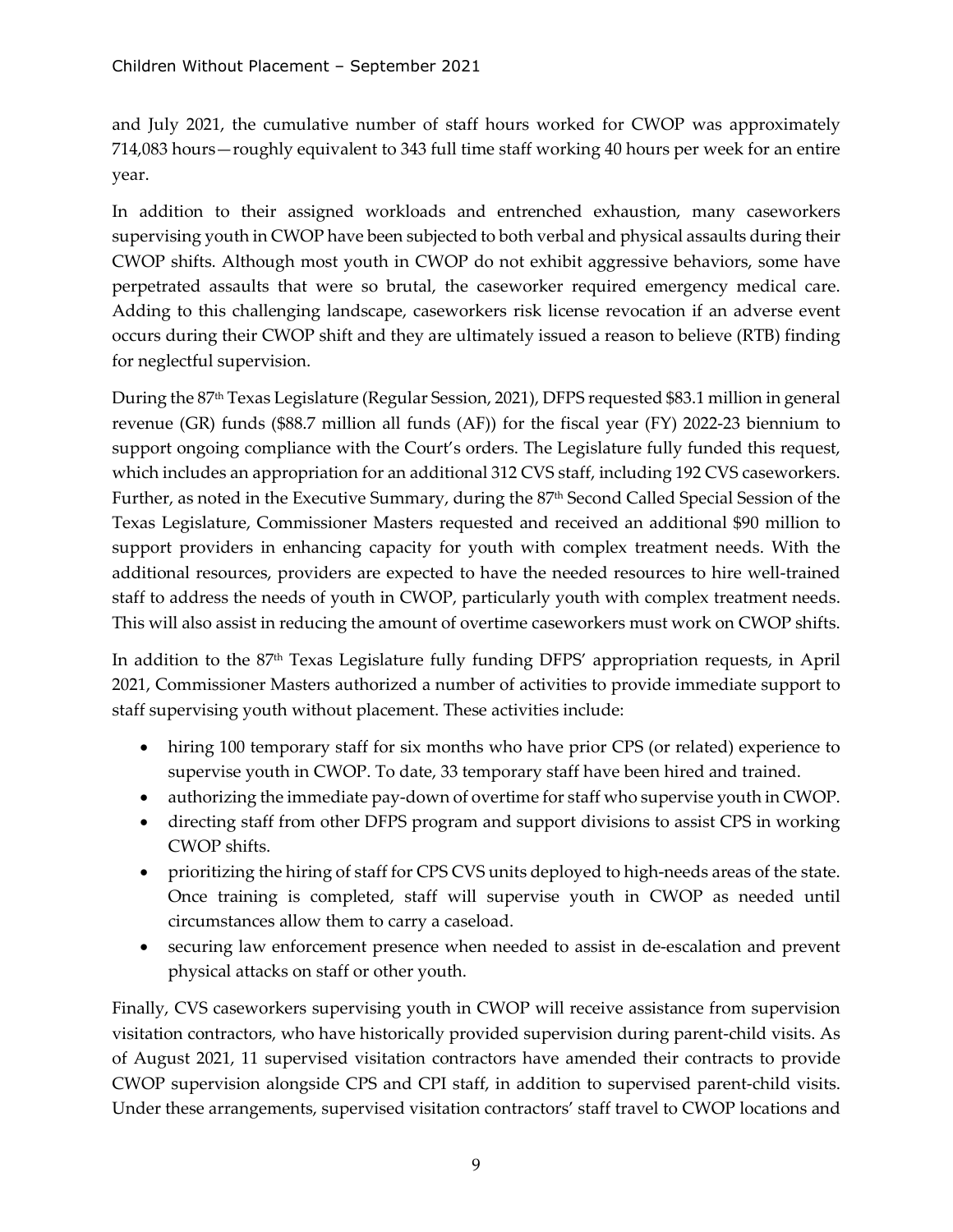and July 2021, the cumulative number of staff hours worked for CWOP was approximately 714,083 hours—roughly equivalent to 343 full time staff working 40 hours per week for an entire year.

In addition to their assigned workloads and entrenched exhaustion, many caseworkers supervising youth in CWOP have been subjected to both verbal and physical assaults during their CWOP shifts. Although most youth in CWOP do not exhibit aggressive behaviors, some have perpetrated assaults that were so brutal, the caseworker required emergency medical care. Adding to this challenging landscape, caseworkers risk license revocation if an adverse event occurs during their CWOP shift and they are ultimately issued a reason to believe (RTB) finding for neglectful supervision.

During the 87th Texas Legislature (Regular Session, 2021), DFPS requested \$83.1 million in general revenue (GR) funds (\$88.7 million all funds (AF)) for the fiscal year (FY) 2022-23 biennium to support ongoing compliance with the Court's orders. The Legislature fully funded this request, which includes an appropriation for an additional 312 CVS staff, including 192 CVS caseworkers. Further, as noted in the Executive Summary, during the 87th Second Called Special Session of the Texas Legislature, Commissioner Masters requested and received an additional \$90 million to support providers in enhancing capacity for youth with complex treatment needs. With the additional resources, providers are expected to have the needed resources to hire well-trained staff to address the needs of youth in CWOP, particularly youth with complex treatment needs. This will also assist in reducing the amount of overtime caseworkers must work on CWOP shifts.

In addition to the 87th Texas Legislature fully funding DFPS' appropriation requests, in April 2021, Commissioner Masters authorized a number of activities to provide immediate support to staff supervising youth without placement. These activities include:

- hiring 100 temporary staff for six months who have prior CPS (or related) experience to supervise youth in CWOP. To date, 33 temporary staff have been hired and trained.
- authorizing the immediate pay-down of overtime for staff who supervise youth in CWOP.
- directing staff from other DFPS program and support divisions to assist CPS in working CWOP shifts.
- prioritizing the hiring of staff for CPS CVS units deployed to high-needs areas of the state. Once training is completed, staff will supervise youth in CWOP as needed until circumstances allow them to carry a caseload.
- securing law enforcement presence when needed to assist in de-escalation and prevent physical attacks on staff or other youth.

Finally, CVS caseworkers supervising youth in CWOP will receive assistance from supervision visitation contractors, who have historically provided supervision during parent-child visits. As of August 2021, 11 supervised visitation contractors have amended their contracts to provide CWOP supervision alongside CPS and CPI staff, in addition to supervised parent-child visits. Under these arrangements, supervised visitation contractors' staff travel to CWOP locations and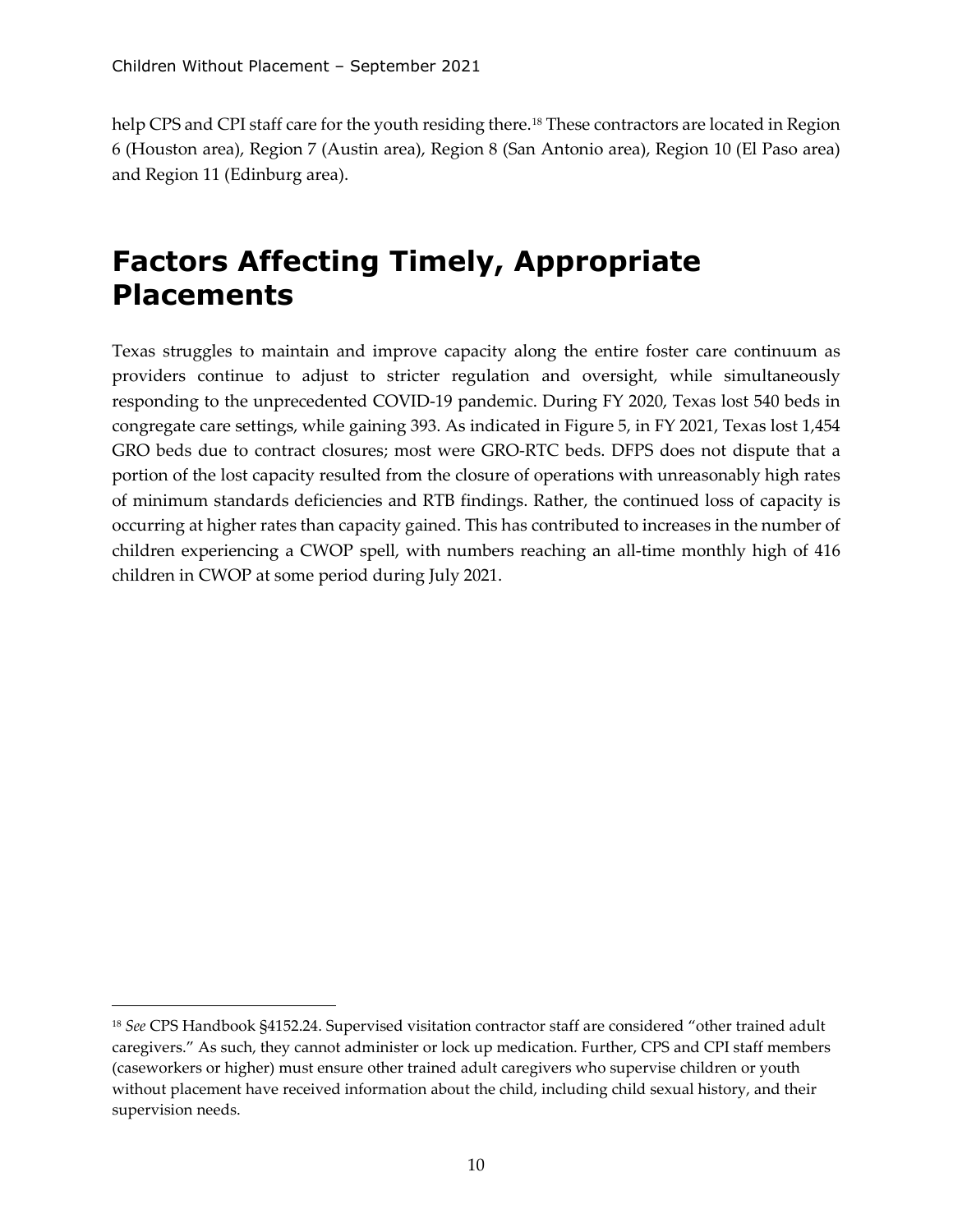help CPS and CPI staff care for the youth residing there.[18] These contractors are located in Region 6 (Houston area), Region 7 (Austin area), Region 8 (San Antonio area), Region 10 (El Paso area) and Region 11 (Edinburg area).

# Factors Affecting Timely, Appropriate Placements

Texas struggles to maintain and improve capacity along the entire foster care continuum as providers continue to adjust to stricter regulation and oversight, while simultaneously responding to the unprecedented COVID-19 pandemic. During FY 2020, Texas lost 540 beds in congregate care settings, while gaining 393. As indicated in Figure 5, in FY 2021, Texas lost 1,454 GRO beds due to contract closures; most were GRO-RTC beds. DFPS does not dispute that a portion of the lost capacity resulted from the closure of operations with unreasonably high rates of minimum standards deficiencies and RTB findings. Rather, the continued loss of capacity is occurring at higher rates than capacity gained. This has contributed to increases in the number of children experiencing a CWOP spell, with numbers reaching an all-time monthly high of 416 children in CWOP at some period during July 2021.

---

[18] *See* CPS Handbook §4152.24. Supervised visitation contractor staff are considered "other trained adult caregivers." As such, they cannot administer or lock up medication. Further, CPS and CPI staff members (caseworkers or higher) must ensure other trained adult caregivers who supervise children or youth without placement have received information about the child, including child sexual history, and their supervision needs.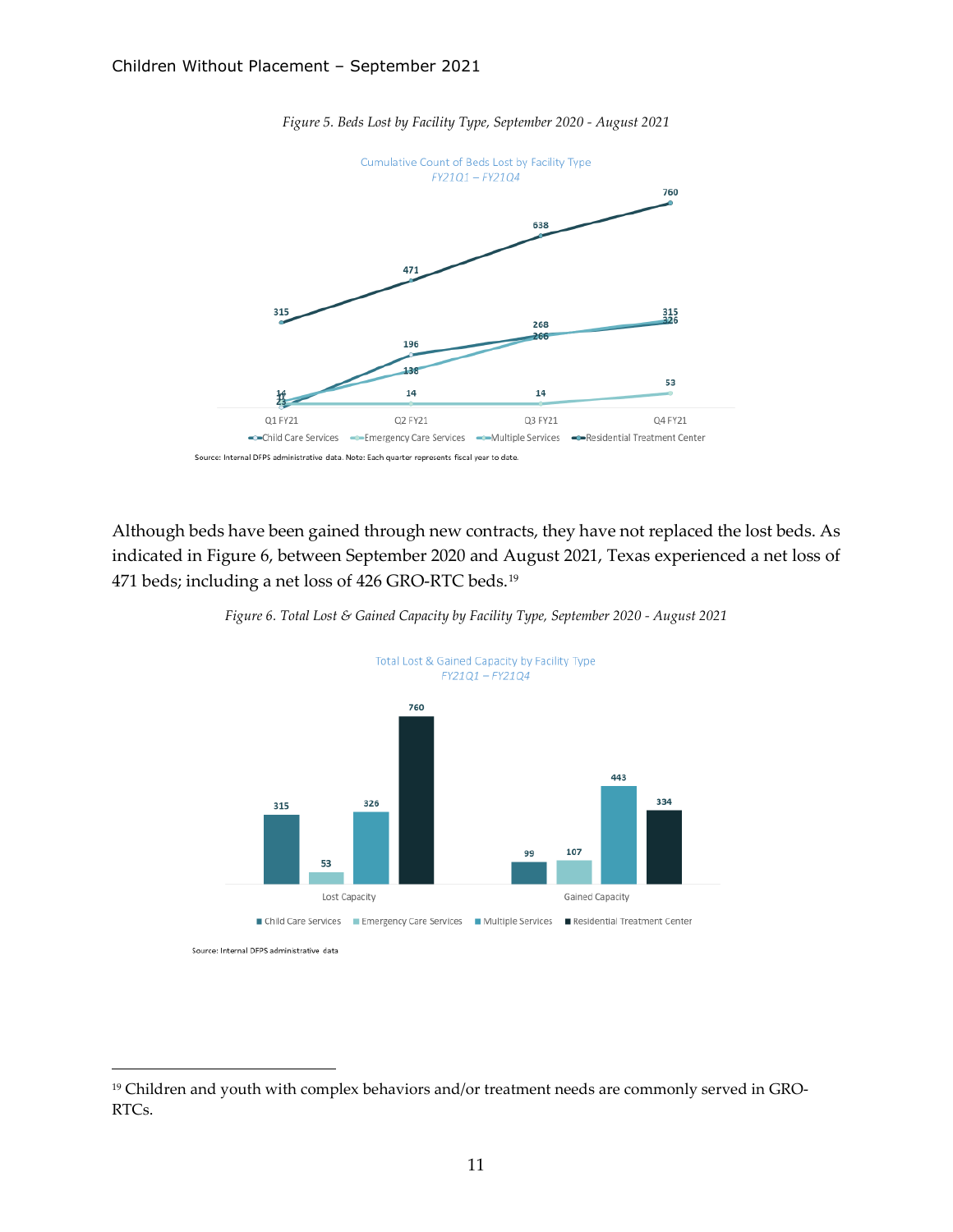*Figure 5. Beds Lost by Facility Type, September 2020 - August 2021*

Source: Internal DFPS administrative data. Note: Each quarter represents fiscal year to date.

Although beds have been gained through new contracts, they have not replaced the lost beds. As indicated in Figure 6, between September 2020 and August 2021, Texas experienced a net loss of 471 beds; including a net loss of 426 GRO-RTC beds.[19]

*Figure 6. Total Lost & Gained Capacity by Facility Type, September 2020 - August 2021*

Source: Internal DFPS administrative data

[19] Children and youth with complex behaviors and/or treatment needs are commonly served in GRO-RTCs.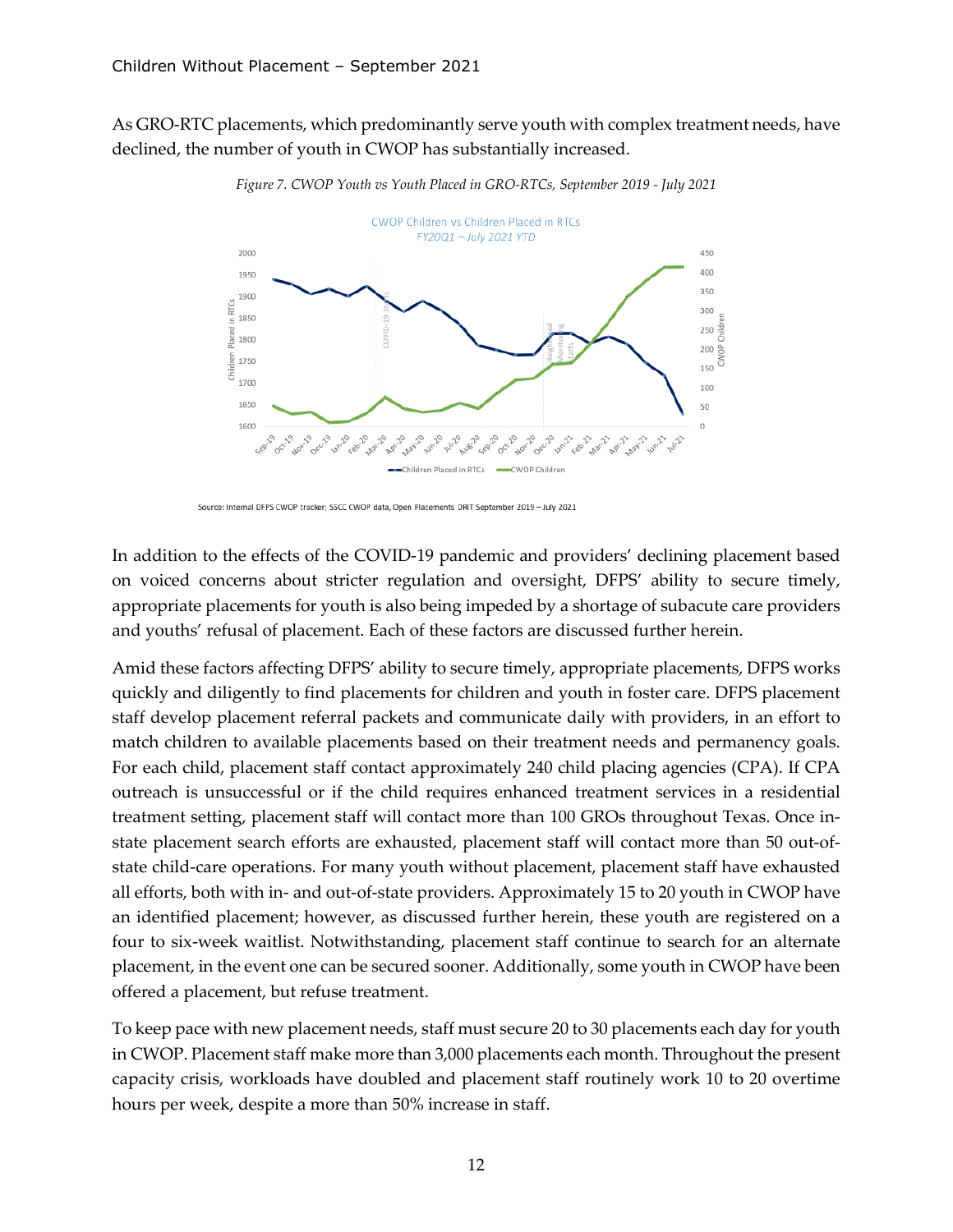As GRO-RTC placements, which predominantly serve youth with complex treatment needs, have declined, the number of youth in CWOP has substantially increased.

*Figure 7. CWOP Youth vs Youth Placed in GRO-RTCs, September 2019 - July 2021*

Source: Internal DFPS CWOP tracker; SSCC CWOP data, Open Placements DRIT September 2019 – July 2021

In addition to the effects of the COVID-19 pandemic and providers' declining placement based on voiced concerns about stricter regulation and oversight, DFPS' ability to secure timely, appropriate placements for youth is also being impeded by a shortage of subacute care providers and youths' refusal of placement. Each of these factors are discussed further herein.

Amid these factors affecting DFPS' ability to secure timely, appropriate placements, DFPS works quickly and diligently to find placements for children and youth in foster care. DFPS placement staff develop placement referral packets and communicate daily with providers, in an effort to match children to available placements based on their treatment needs and permanency goals. For each child, placement staff contact approximately 240 child placing agencies (CPA). If CPA outreach is unsuccessful or if the child requires enhanced treatment services in a residential treatment setting, placement staff will contact more than 100 GROs throughout Texas. Once in-state placement search efforts are exhausted, placement staff will contact more than 50 out-of-state child-care operations. For many youth without placement, placement staff have exhausted all efforts, both with in- and out-of-state providers. Approximately 15 to 20 youth in CWOP have an identified placement; however, as discussed further herein, these youth are registered on a four to six-week waitlist. Notwithstanding, placement staff continue to search for an alternate placement, in the event one can be secured sooner. Additionally, some youth in CWOP have been offered a placement, but refuse treatment.

To keep pace with new placement needs, staff must secure 20 to 30 placements each day for youth in CWOP. Placement staff make more than 3,000 placements each month. Throughout the present capacity crisis, workloads have doubled and placement staff routinely work 10 to 20 overtime hours per week, despite a more than 50% increase in staff.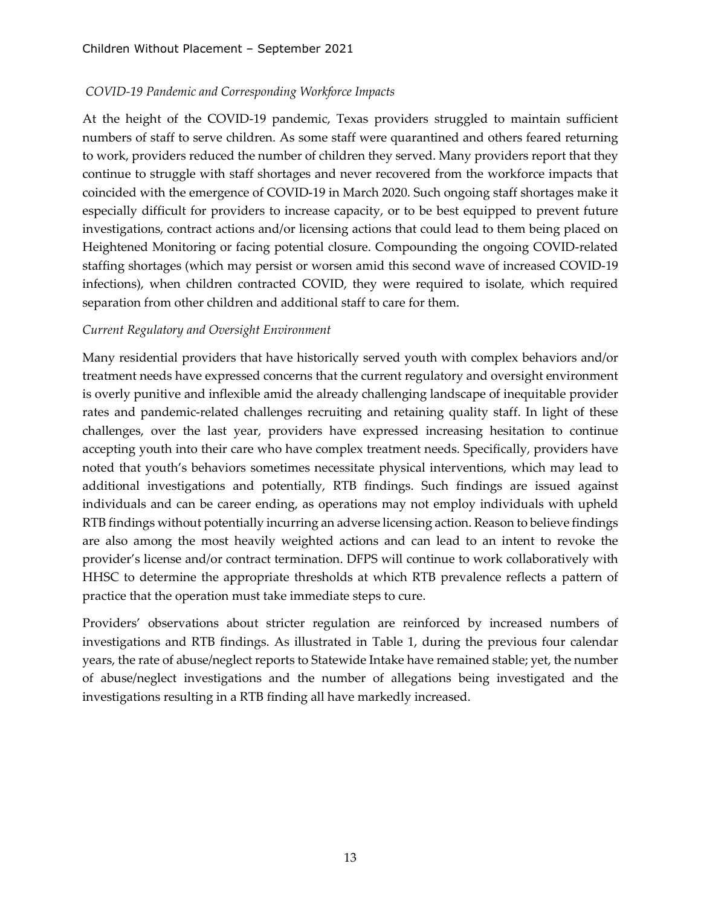*COVID-19 Pandemic and Corresponding Workforce Impacts*

At the height of the COVID-19 pandemic, Texas providers struggled to maintain sufficient numbers of staff to serve children. As some staff were quarantined and others feared returning to work, providers reduced the number of children they served. Many providers report that they continue to struggle with staff shortages and never recovered from the workforce impacts that coincided with the emergence of COVID-19 in March 2020. Such ongoing staff shortages make it especially difficult for providers to increase capacity, or to be best equipped to prevent future investigations, contract actions and/or licensing actions that could lead to them being placed on Heightened Monitoring or facing potential closure. Compounding the ongoing COVID-related staffing shortages (which may persist or worsen amid this second wave of increased COVID-19 infections), when children contracted COVID, they were required to isolate, which required separation from other children and additional staff to care for them.

*Current Regulatory and Oversight Environment*

Many residential providers that have historically served youth with complex behaviors and/or treatment needs have expressed concerns that the current regulatory and oversight environment is overly punitive and inflexible amid the already challenging landscape of inequitable provider rates and pandemic-related challenges recruiting and retaining quality staff. In light of these challenges, over the last year, providers have expressed increasing hesitation to continue accepting youth into their care who have complex treatment needs. Specifically, providers have noted that youth's behaviors sometimes necessitate physical interventions, which may lead to additional investigations and potentially, RTB findings. Such findings are issued against individuals and can be career ending, as operations may not employ individuals with upheld RTB findings without potentially incurring an adverse licensing action. Reason to believe findings are also among the most heavily weighted actions and can lead to an intent to revoke the provider's license and/or contract termination. DFPS will continue to work collaboratively with HHSC to determine the appropriate thresholds at which RTB prevalence reflects a pattern of practice that the operation must take immediate steps to cure.

Providers' observations about stricter regulation are reinforced by increased numbers of investigations and RTB findings. As illustrated in Table 1, during the previous four calendar years, the rate of abuse/neglect reports to Statewide Intake have remained stable; yet, the number of abuse/neglect investigations and the number of allegations being investigated and the investigations resulting in a RTB finding all have markedly increased.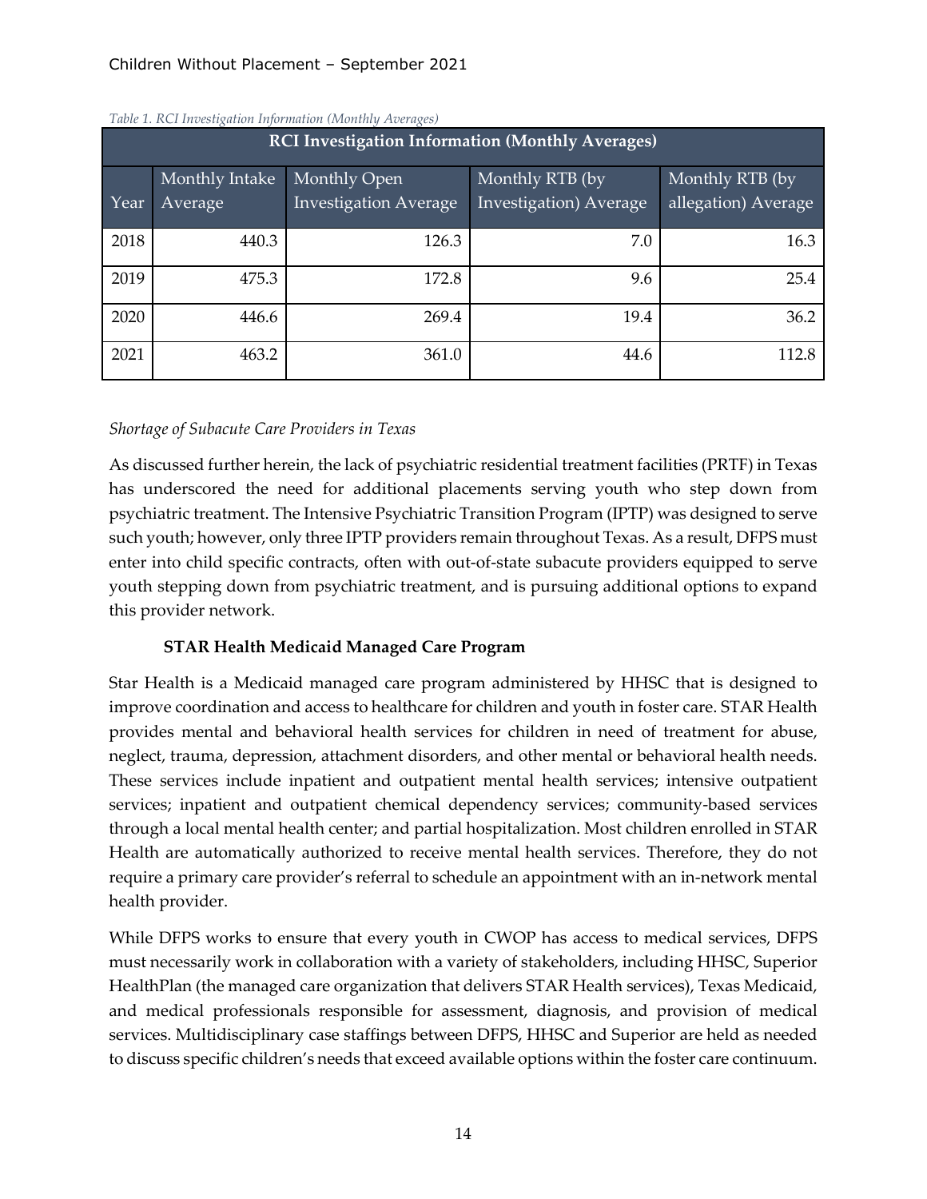*Table 1. RCI Investigation Information (Monthly Averages)*

| RCI Investigation Information (Monthly Averages) | | | | |
|---|---|---|---|---|
| Year | Monthly Intake Average | Monthly Open Investigation Average | Monthly RTB (by Investigation) Average | Monthly RTB (by allegation) Average |
| 2018 | 440.3 | 126.3 | 7.0 | 16.3 |
| 2019 | 475.3 | 172.8 | 9.6 | 25.4 |
| 2020 | 446.6 | 269.4 | 19.4 | 36.2 |
| 2021 | 463.2 | 361.0 | 44.6 | 112.8 |

*Shortage of Subacute Care Providers in Texas*

As discussed further herein, the lack of psychiatric residential treatment facilities (PRTF) in Texas has underscored the need for additional placements serving youth who step down from psychiatric treatment. The Intensive Psychiatric Transition Program (IPTP) was designed to serve such youth; however, only three IPTP providers remain throughout Texas. As a result, DFPS must enter into child specific contracts, often with out-of-state subacute providers equipped to serve youth stepping down from psychiatric treatment, and is pursuing additional options to expand this provider network.

### STAR Health Medicaid Managed Care Program

Star Health is a Medicaid managed care program administered by HHSC that is designed to improve coordination and access to healthcare for children and youth in foster care. STAR Health provides mental and behavioral health services for children in need of treatment for abuse, neglect, trauma, depression, attachment disorders, and other mental or behavioral health needs. These services include inpatient and outpatient mental health services; intensive outpatient services; inpatient and outpatient chemical dependency services; community-based services through a local mental health center; and partial hospitalization. Most children enrolled in STAR Health are automatically authorized to receive mental health services. Therefore, they do not require a primary care provider's referral to schedule an appointment with an in-network mental health provider.

While DFPS works to ensure that every youth in CWOP has access to medical services, DFPS must necessarily work in collaboration with a variety of stakeholders, including HHSC, Superior HealthPlan (the managed care organization that delivers STAR Health services), Texas Medicaid, and medical professionals responsible for assessment, diagnosis, and provision of medical services. Multidisciplinary case staffings between DFPS, HHSC and Superior are held as needed to discuss specific children's needs that exceed available options within the foster care continuum.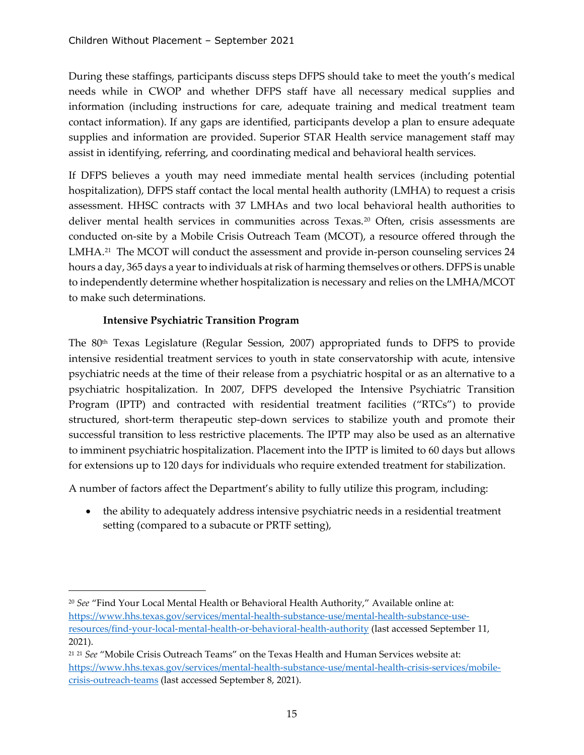During these staffings, participants discuss steps DFPS should take to meet the youth's medical needs while in CWOP and whether DFPS staff have all necessary medical supplies and information (including instructions for care, adequate training and medical treatment team contact information). If any gaps are identified, participants develop a plan to ensure adequate supplies and information are provided. Superior STAR Health service management staff may assist in identifying, referring, and coordinating medical and behavioral health services.

If DFPS believes a youth may need immediate mental health services (including potential hospitalization), DFPS staff contact the local mental health authority (LMHA) to request a crisis assessment. HHSC contracts with 37 LMHAs and two local behavioral health authorities to deliver mental health services in communities across Texas.[20] Often, crisis assessments are conducted on-site by a Mobile Crisis Outreach Team (MCOT), a resource offered through the LMHA.[21] The MCOT will conduct the assessment and provide in-person counseling services 24 hours a day, 365 days a year to individuals at risk of harming themselves or others. DFPS is unable to independently determine whether hospitalization is necessary and relies on the LMHA/MCOT to make such determinations.

**Intensive Psychiatric Transition Program**

The 80th Texas Legislature (Regular Session, 2007) appropriated funds to DFPS to provide intensive residential treatment services to youth in state conservatorship with acute, intensive psychiatric needs at the time of their release from a psychiatric hospital or as an alternative to a psychiatric hospitalization. In 2007, DFPS developed the Intensive Psychiatric Transition Program (IPTP) and contracted with residential treatment facilities ("RTCs") to provide structured, short-term therapeutic step-down services to stabilize youth and promote their successful transition to less restrictive placements. The IPTP may also be used as an alternative to imminent psychiatric hospitalization. Placement into the IPTP is limited to 60 days but allows for extensions up to 120 days for individuals who require extended treatment for stabilization.

A number of factors affect the Department's ability to fully utilize this program, including:

- the ability to adequately address intensive psychiatric needs in a residential treatment setting (compared to a subacute or PRTF setting),

---

[20] *See* "Find Your Local Mental Health or Behavioral Health Authority," Available online at: https://www.hhs.texas.gov/services/mental-health-substance-use/mental-health-substance-use-resources/find-your-local-mental-health-or-behavioral-health-authority (last accessed September 11, 2021).

[21] [21] *See* "Mobile Crisis Outreach Teams" on the Texas Health and Human Services website at: https://www.hhs.texas.gov/services/mental-health-substance-use/mental-health-crisis-services/mobile-crisis-outreach-teams (last accessed September 8, 2021).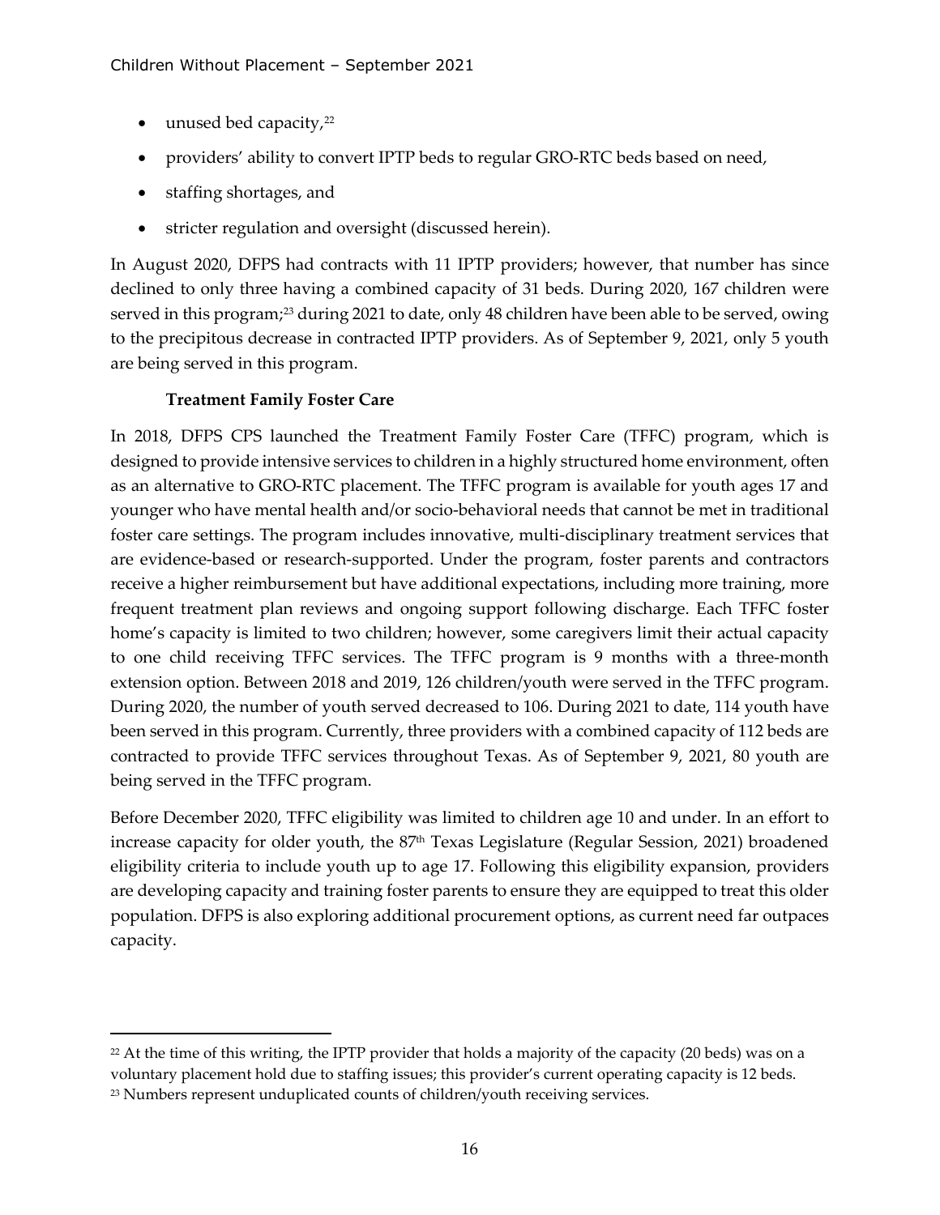- unused bed capacity,[22]
- providers' ability to convert IPTP beds to regular GRO-RTC beds based on need,
- staffing shortages, and
- stricter regulation and oversight (discussed herein).

In August 2020, DFPS had contracts with 11 IPTP providers; however, that number has since declined to only three having a combined capacity of 31 beds. During 2020, 167 children were served in this program;[23] during 2021 to date, only 48 children have been able to be served, owing to the precipitous decrease in contracted IPTP providers. As of September 9, 2021, only 5 youth are being served in this program.

### Treatment Family Foster Care

In 2018, DFPS CPS launched the Treatment Family Foster Care (TFFC) program, which is designed to provide intensive services to children in a highly structured home environment, often as an alternative to GRO-RTC placement. The TFFC program is available for youth ages 17 and younger who have mental health and/or socio-behavioral needs that cannot be met in traditional foster care settings. The program includes innovative, multi-disciplinary treatment services that are evidence-based or research-supported. Under the program, foster parents and contractors receive a higher reimbursement but have additional expectations, including more training, more frequent treatment plan reviews and ongoing support following discharge. Each TFFC foster home's capacity is limited to two children; however, some caregivers limit their actual capacity to one child receiving TFFC services. The TFFC program is 9 months with a three-month extension option. Between 2018 and 2019, 126 children/youth were served in the TFFC program. During 2020, the number of youth served decreased to 106. During 2021 to date, 114 youth have been served in this program. Currently, three providers with a combined capacity of 112 beds are contracted to provide TFFC services throughout Texas. As of September 9, 2021, 80 youth are being served in the TFFC program.

Before December 2020, TFFC eligibility was limited to children age 10 and under. In an effort to increase capacity for older youth, the 87th Texas Legislature (Regular Session, 2021) broadened eligibility criteria to include youth up to age 17. Following this eligibility expansion, providers are developing capacity and training foster parents to ensure they are equipped to treat this older population. DFPS is also exploring additional procurement options, as current need far outpaces capacity.

---

[22] At the time of this writing, the IPTP provider that holds a majority of the capacity (20 beds) was on a voluntary placement hold due to staffing issues; this provider's current operating capacity is 12 beds.

[23] Numbers represent unduplicated counts of children/youth receiving services.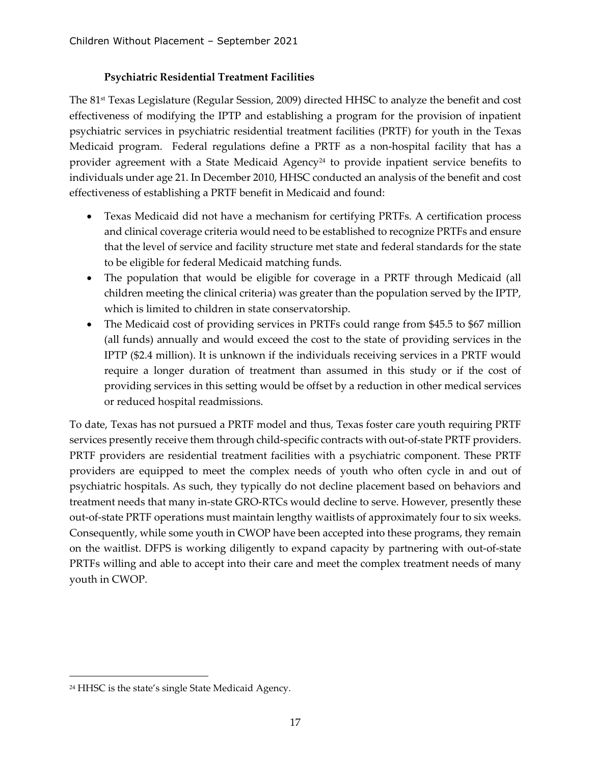### Psychiatric Residential Treatment Facilities

The 81st Texas Legislature (Regular Session, 2009) directed HHSC to analyze the benefit and cost effectiveness of modifying the IPTP and establishing a program for the provision of inpatient psychiatric services in psychiatric residential treatment facilities (PRTF) for youth in the Texas Medicaid program. Federal regulations define a PRTF as a non-hospital facility that has a provider agreement with a State Medicaid Agency[24] to provide inpatient service benefits to individuals under age 21. In December 2010, HHSC conducted an analysis of the benefit and cost effectiveness of establishing a PRTF benefit in Medicaid and found:

- Texas Medicaid did not have a mechanism for certifying PRTFs. A certification process and clinical coverage criteria would need to be established to recognize PRTFs and ensure that the level of service and facility structure met state and federal standards for the state to be eligible for federal Medicaid matching funds.
- The population that would be eligible for coverage in a PRTF through Medicaid (all children meeting the clinical criteria) was greater than the population served by the IPTP, which is limited to children in state conservatorship.
- The Medicaid cost of providing services in PRTFs could range from $45.5 to $67 million (all funds) annually and would exceed the cost to the state of providing services in the IPTP ($2.4 million). It is unknown if the individuals receiving services in a PRTF would require a longer duration of treatment than assumed in this study or if the cost of providing services in this setting would be offset by a reduction in other medical services or reduced hospital readmissions.

To date, Texas has not pursued a PRTF model and thus, Texas foster care youth requiring PRTF services presently receive them through child-specific contracts with out-of-state PRTF providers. PRTF providers are residential treatment facilities with a psychiatric component. These PRTF providers are equipped to meet the complex needs of youth who often cycle in and out of psychiatric hospitals. As such, they typically do not decline placement based on behaviors and treatment needs that many in-state GRO-RTCs would decline to serve. However, presently these out-of-state PRTF operations must maintain lengthy waitlists of approximately four to six weeks. Consequently, while some youth in CWOP have been accepted into these programs, they remain on the waitlist. DFPS is working diligently to expand capacity by partnering with out-of-state PRTFs willing and able to accept into their care and meet the complex treatment needs of many youth in CWOP.

[24] HHSC is the state's single State Medicaid Agency.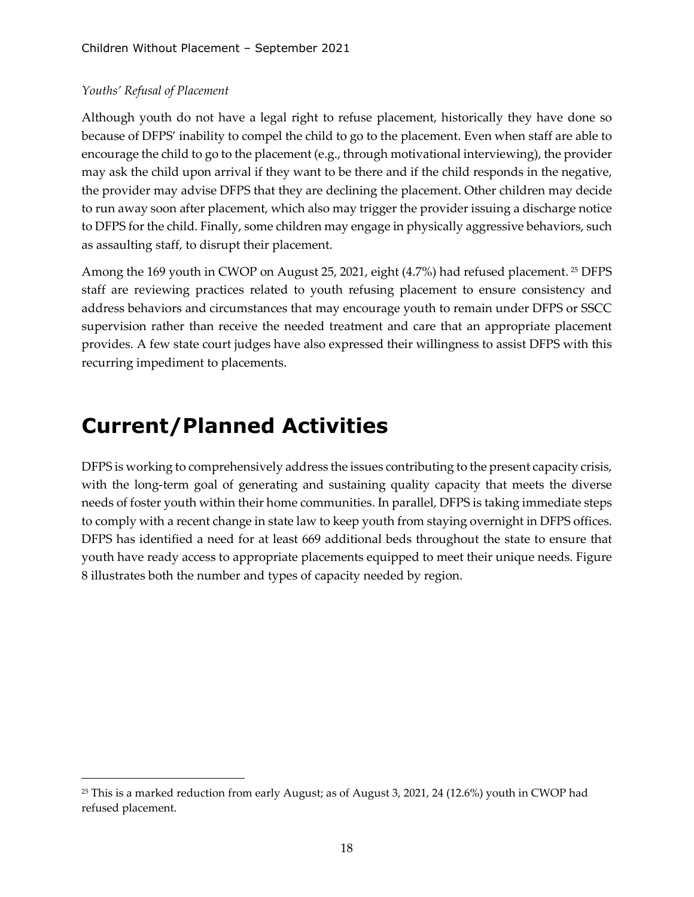*Youths' Refusal of Placement*

Although youth do not have a legal right to refuse placement, historically they have done so because of DFPS' inability to compel the child to go to the placement. Even when staff are able to encourage the child to go to the placement (e.g., through motivational interviewing), the provider may ask the child upon arrival if they want to be there and if the child responds in the negative, the provider may advise DFPS that they are declining the placement. Other children may decide to run away soon after placement, which also may trigger the provider issuing a discharge notice to DFPS for the child. Finally, some children may engage in physically aggressive behaviors, such as assaulting staff, to disrupt their placement.

Among the 169 youth in CWOP on August 25, 2021, eight (4.7%) had refused placement.[25] DFPS staff are reviewing practices related to youth refusing placement to ensure consistency and address behaviors and circumstances that may encourage youth to remain under DFPS or SSCC supervision rather than receive the needed treatment and care that an appropriate placement provides. A few state court judges have also expressed their willingness to assist DFPS with this recurring impediment to placements.

# Current/Planned Activities

DFPS is working to comprehensively address the issues contributing to the present capacity crisis, with the long-term goal of generating and sustaining quality capacity that meets the diverse needs of foster youth within their home communities. In parallel, DFPS is taking immediate steps to comply with a recent change in state law to keep youth from staying overnight in DFPS offices. DFPS has identified a need for at least 669 additional beds throughout the state to ensure that youth have ready access to appropriate placements equipped to meet their unique needs. Figure 8 illustrates both the number and types of capacity needed by region.

[25] This is a marked reduction from early August; as of August 3, 2021, 24 (12.6%) youth in CWOP had refused placement.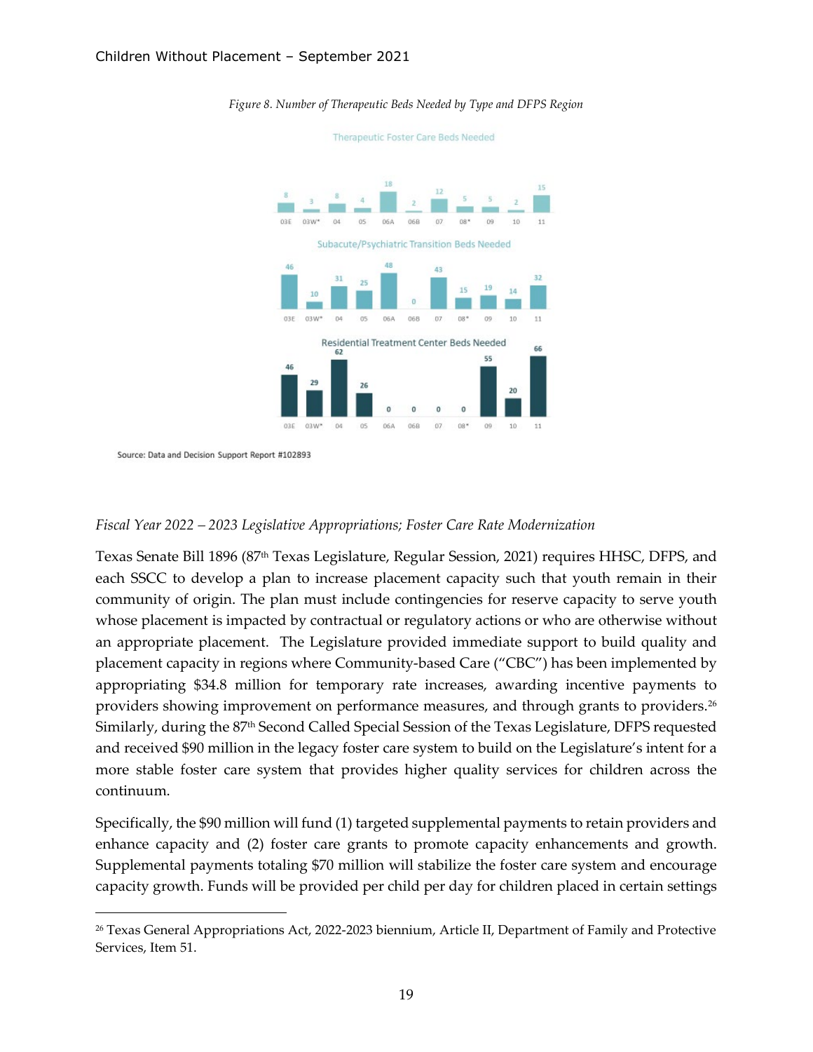*Figure 8. Number of Therapeutic Beds Needed by Type and DFPS Region*

Therapeutic Foster Care Beds Needed

| 03E | 03W* | 04 | 05 | 06A | 06B | 07 | 08* | 09 | 10 | 11 |
|---|---|---|---|---|---|---|---|---|---|---|
| 8 | 3 | 8 | 4 | 18 | 2 | 12 | 5 | 5 | 2 | 15 |

Subacute/Psychiatric Transition Beds Needed

| 03E | 03W* | 04 | 05 | 06A | 06B | 07 | 08* | 09 | 10 | 11 |
|---|---|---|---|---|---|---|---|---|---|---|
| 46 | 10 | 31 | 25 | 48 | 0 | 43 | 15 | 19 | 14 | 32 |

Residential Treatment Center Beds Needed

| 03E | 03W* | 04 | 05 | 06A | 06B | 07 | 08* | 09 | 10 | 11 |
|---|---|---|---|---|---|---|---|---|---|---|
| 46 | 29 | 62 | 26 | 0 | 0 | 0 | 0 | 55 | 20 | 66 |

Source: Data and Decision Support Report #102893

*Fiscal Year 2022 – 2023 Legislative Appropriations; Foster Care Rate Modernization*

Texas Senate Bill 1896 (87th Texas Legislature, Regular Session, 2021) requires HHSC, DFPS, and each SSCC to develop a plan to increase placement capacity such that youth remain in their community of origin. The plan must include contingencies for reserve capacity to serve youth whose placement is impacted by contractual or regulatory actions or who are otherwise without an appropriate placement. The Legislature provided immediate support to build quality and placement capacity in regions where Community-based Care ("CBC") has been implemented by appropriating $34.8 million for temporary rate increases, awarding incentive payments to providers showing improvement on performance measures, and through grants to providers.[26] Similarly, during the 87th Second Called Special Session of the Texas Legislature, DFPS requested and received $90 million in the legacy foster care system to build on the Legislature's intent for a more stable foster care system that provides higher quality services for children across the continuum.

Specifically, the $90 million will fund (1) targeted supplemental payments to retain providers and enhance capacity and (2) foster care grants to promote capacity enhancements and growth. Supplemental payments totaling $70 million will stabilize the foster care system and encourage capacity growth. Funds will be provided per child per day for children placed in certain settings

[26] Texas General Appropriations Act, 2022-2023 biennium, Article II, Department of Family and Protective Services, Item 51.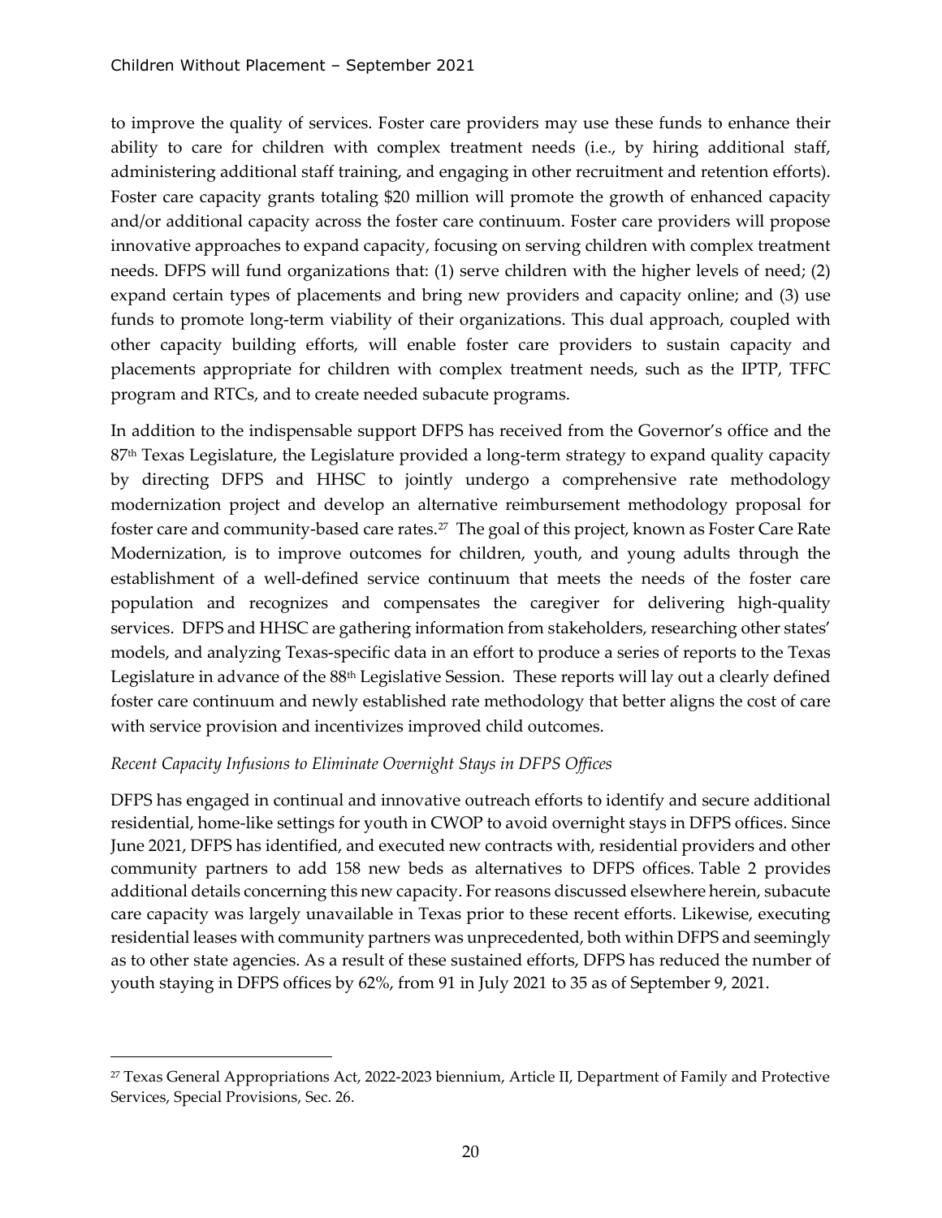to improve the quality of services. Foster care providers may use these funds to enhance their ability to care for children with complex treatment needs (i.e., by hiring additional staff, administering additional staff training, and engaging in other recruitment and retention efforts). Foster care capacity grants totaling $20 million will promote the growth of enhanced capacity and/or additional capacity across the foster care continuum. Foster care providers will propose innovative approaches to expand capacity, focusing on serving children with complex treatment needs. DFPS will fund organizations that: (1) serve children with the higher levels of need; (2) expand certain types of placements and bring new providers and capacity online; and (3) use funds to promote long-term viability of their organizations. This dual approach, coupled with other capacity building efforts, will enable foster care providers to sustain capacity and placements appropriate for children with complex treatment needs, such as the IPTP, TFFC program and RTCs, and to create needed subacute programs.

In addition to the indispensable support DFPS has received from the Governor's office and the 87th Texas Legislature, the Legislature provided a long-term strategy to expand quality capacity by directing DFPS and HHSC to jointly undergo a comprehensive rate methodology modernization project and develop an alternative reimbursement methodology proposal for foster care and community-based care rates.[27] The goal of this project, known as Foster Care Rate Modernization, is to improve outcomes for children, youth, and young adults through the establishment of a well-defined service continuum that meets the needs of the foster care population and recognizes and compensates the caregiver for delivering high-quality services. DFPS and HHSC are gathering information from stakeholders, researching other states' models, and analyzing Texas-specific data in an effort to produce a series of reports to the Texas Legislature in advance of the 88th Legislative Session. These reports will lay out a clearly defined foster care continuum and newly established rate methodology that better aligns the cost of care with service provision and incentivizes improved child outcomes.

*Recent Capacity Infusions to Eliminate Overnight Stays in DFPS Offices*

DFPS has engaged in continual and innovative outreach efforts to identify and secure additional residential, home-like settings for youth in CWOP to avoid overnight stays in DFPS offices. Since June 2021, DFPS has identified, and executed new contracts with, residential providers and other community partners to add 158 new beds as alternatives to DFPS offices. Table 2 provides additional details concerning this new capacity. For reasons discussed elsewhere herein, subacute care capacity was largely unavailable in Texas prior to these recent efforts. Likewise, executing residential leases with community partners was unprecedented, both within DFPS and seemingly as to other state agencies. As a result of these sustained efforts, DFPS has reduced the number of youth staying in DFPS offices by 62%, from 91 in July 2021 to 35 as of September 9, 2021.

[27] Texas General Appropriations Act, 2022-2023 biennium, Article II, Department of Family and Protective Services, Special Provisions, Sec. 26.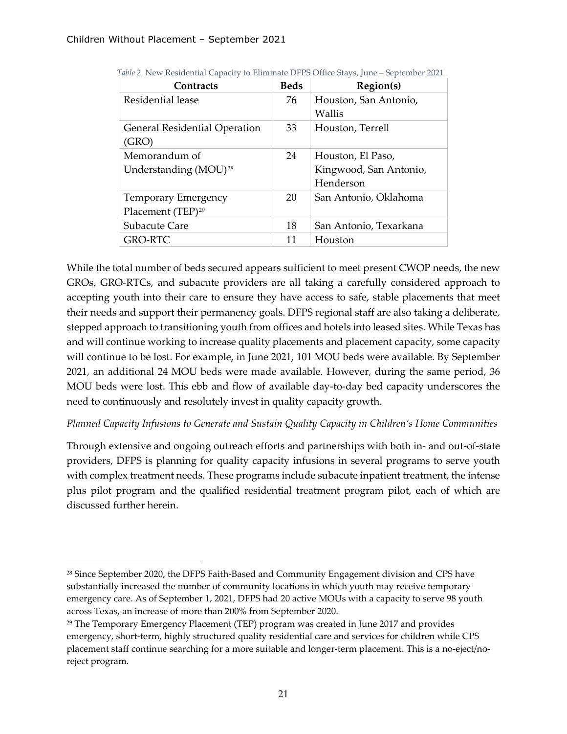*Table 2.* New Residential Capacity to Eliminate DFPS Office Stays, June – September 2021

| Contracts | Beds | Region(s) |
|---|---|---|
| Residential lease | 76 | Houston, San Antonio, Wallis |
| General Residential Operation (GRO) | 33 | Houston, Terrell |
| Memorandum of Understanding (MOU)[28] | 24 | Houston, El Paso, Kingwood, San Antonio, Henderson |
| Temporary Emergency Placement (TEP)[29] | 20 | San Antonio, Oklahoma |
| Subacute Care | 18 | San Antonio, Texarkana |
| GRO-RTC | 11 | Houston |

While the total number of beds secured appears sufficient to meet present CWOP needs, the new GROs, GRO-RTCs, and subacute providers are all taking a carefully considered approach to accepting youth into their care to ensure they have access to safe, stable placements that meet their needs and support their permanency goals. DFPS regional staff are also taking a deliberate, stepped approach to transitioning youth from offices and hotels into leased sites. While Texas has and will continue working to increase quality placements and placement capacity, some capacity will continue to be lost. For example, in June 2021, 101 MOU beds were available. By September 2021, an additional 24 MOU beds were made available. However, during the same period, 36 MOU beds were lost. This ebb and flow of available day-to-day bed capacity underscores the need to continuously and resolutely invest in quality capacity growth.

*Planned Capacity Infusions to Generate and Sustain Quality Capacity in Children's Home Communities*

Through extensive and ongoing outreach efforts and partnerships with both in- and out-of-state providers, DFPS is planning for quality capacity infusions in several programs to serve youth with complex treatment needs. These programs include subacute inpatient treatment, the intense plus pilot program and the qualified residential treatment program pilot, each of which are discussed further herein.

---

[28] Since September 2020, the DFPS Faith-Based and Community Engagement division and CPS have substantially increased the number of community locations in which youth may receive temporary emergency care. As of September 1, 2021, DFPS had 20 active MOUs with a capacity to serve 98 youth across Texas, an increase of more than 200% from September 2020.

[29] The Temporary Emergency Placement (TEP) program was created in June 2017 and provides emergency, short-term, highly structured quality residential care and services for children while CPS placement staff continue searching for a more suitable and longer-term placement. This is a no-eject/no-reject program.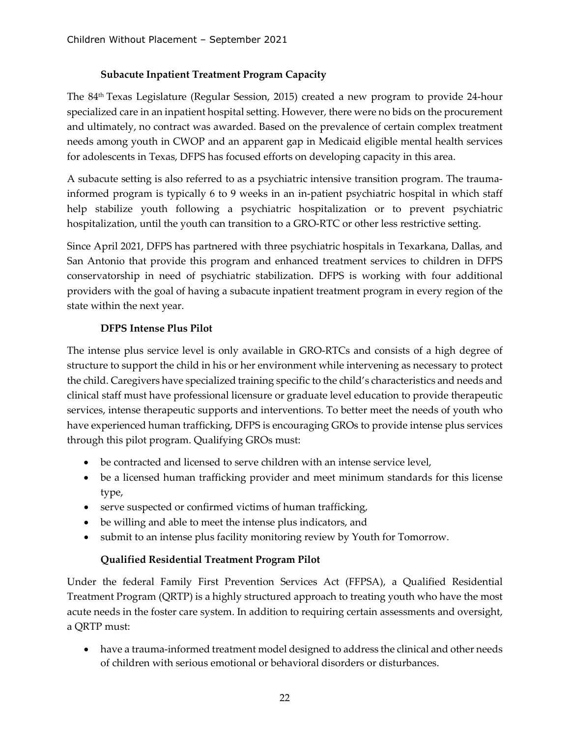### Subacute Inpatient Treatment Program Capacity

The 84th Texas Legislature (Regular Session, 2015) created a new program to provide 24-hour specialized care in an inpatient hospital setting. However, there were no bids on the procurement and ultimately, no contract was awarded. Based on the prevalence of certain complex treatment needs among youth in CWOP and an apparent gap in Medicaid eligible mental health services for adolescents in Texas, DFPS has focused efforts on developing capacity in this area.

A subacute setting is also referred to as a psychiatric intensive transition program. The trauma-informed program is typically 6 to 9 weeks in an in-patient psychiatric hospital in which staff help stabilize youth following a psychiatric hospitalization or to prevent psychiatric hospitalization, until the youth can transition to a GRO-RTC or other less restrictive setting.

Since April 2021, DFPS has partnered with three psychiatric hospitals in Texarkana, Dallas, and San Antonio that provide this program and enhanced treatment services to children in DFPS conservatorship in need of psychiatric stabilization. DFPS is working with four additional providers with the goal of having a subacute inpatient treatment program in every region of the state within the next year.

### DFPS Intense Plus Pilot

The intense plus service level is only available in GRO-RTCs and consists of a high degree of structure to support the child in his or her environment while intervening as necessary to protect the child. Caregivers have specialized training specific to the child's characteristics and needs and clinical staff must have professional licensure or graduate level education to provide therapeutic services, intense therapeutic supports and interventions. To better meet the needs of youth who have experienced human trafficking, DFPS is encouraging GROs to provide intense plus services through this pilot program. Qualifying GROs must:

- be contracted and licensed to serve children with an intense service level,
- be a licensed human trafficking provider and meet minimum standards for this license type,
- serve suspected or confirmed victims of human trafficking,
- be willing and able to meet the intense plus indicators, and
- submit to an intense plus facility monitoring review by Youth for Tomorrow.

### Qualified Residential Treatment Program Pilot

Under the federal Family First Prevention Services Act (FFPSA), a Qualified Residential Treatment Program (QRTP) is a highly structured approach to treating youth who have the most acute needs in the foster care system. In addition to requiring certain assessments and oversight, a QRTP must:

- have a trauma-informed treatment model designed to address the clinical and other needs of children with serious emotional or behavioral disorders or disturbances.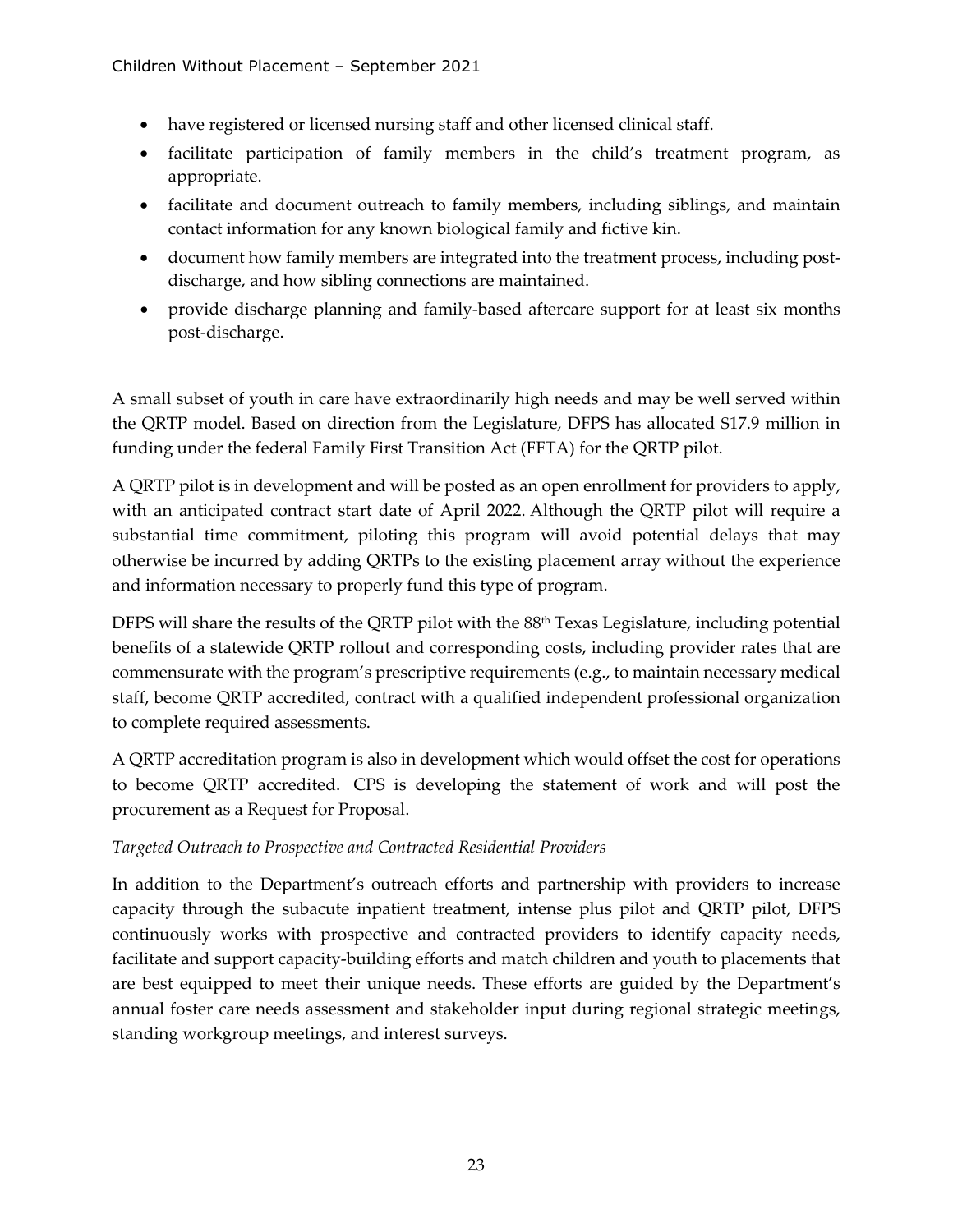- have registered or licensed nursing staff and other licensed clinical staff.
- facilitate participation of family members in the child's treatment program, as appropriate.
- facilitate and document outreach to family members, including siblings, and maintain contact information for any known biological family and fictive kin.
- document how family members are integrated into the treatment process, including post-discharge, and how sibling connections are maintained.
- provide discharge planning and family-based aftercare support for at least six months post-discharge.

A small subset of youth in care have extraordinarily high needs and may be well served within the QRTP model. Based on direction from the Legislature, DFPS has allocated $17.9 million in funding under the federal Family First Transition Act (FFTA) for the QRTP pilot.

A QRTP pilot is in development and will be posted as an open enrollment for providers to apply, with an anticipated contract start date of April 2022. Although the QRTP pilot will require a substantial time commitment, piloting this program will avoid potential delays that may otherwise be incurred by adding QRTPs to the existing placement array without the experience and information necessary to properly fund this type of program.

DFPS will share the results of the QRTP pilot with the 88th Texas Legislature, including potential benefits of a statewide QRTP rollout and corresponding costs, including provider rates that are commensurate with the program's prescriptive requirements (e.g., to maintain necessary medical staff, become QRTP accredited, contract with a qualified independent professional organization to complete required assessments.

A QRTP accreditation program is also in development which would offset the cost for operations to become QRTP accredited. CPS is developing the statement of work and will post the procurement as a Request for Proposal.

*Targeted Outreach to Prospective and Contracted Residential Providers*

In addition to the Department's outreach efforts and partnership with providers to increase capacity through the subacute inpatient treatment, intense plus pilot and QRTP pilot, DFPS continuously works with prospective and contracted providers to identify capacity needs, facilitate and support capacity-building efforts and match children and youth to placements that are best equipped to meet their unique needs. These efforts are guided by the Department's annual foster care needs assessment and stakeholder input during regional strategic meetings, standing workgroup meetings, and interest surveys.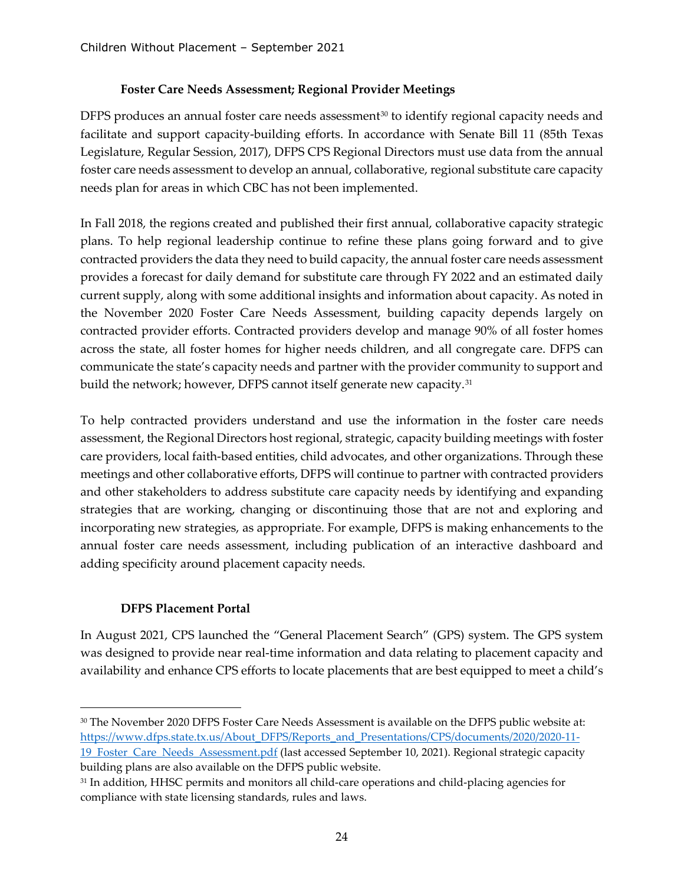### Foster Care Needs Assessment; Regional Provider Meetings

DFPS produces an annual foster care needs assessment[30] to identify regional capacity needs and facilitate and support capacity-building efforts. In accordance with Senate Bill 11 (85th Texas Legislature, Regular Session, 2017), DFPS CPS Regional Directors must use data from the annual foster care needs assessment to develop an annual, collaborative, regional substitute care capacity needs plan for areas in which CBC has not been implemented.

In Fall 2018, the regions created and published their first annual, collaborative capacity strategic plans. To help regional leadership continue to refine these plans going forward and to give contracted providers the data they need to build capacity, the annual foster care needs assessment provides a forecast for daily demand for substitute care through FY 2022 and an estimated daily current supply, along with some additional insights and information about capacity. As noted in the November 2020 Foster Care Needs Assessment, building capacity depends largely on contracted provider efforts. Contracted providers develop and manage 90% of all foster homes across the state, all foster homes for higher needs children, and all congregate care. DFPS can communicate the state's capacity needs and partner with the provider community to support and build the network; however, DFPS cannot itself generate new capacity.[31]

To help contracted providers understand and use the information in the foster care needs assessment, the Regional Directors host regional, strategic, capacity building meetings with foster care providers, local faith-based entities, child advocates, and other organizations. Through these meetings and other collaborative efforts, DFPS will continue to partner with contracted providers and other stakeholders to address substitute care capacity needs by identifying and expanding strategies that are working, changing or discontinuing those that are not and exploring and incorporating new strategies, as appropriate. For example, DFPS is making enhancements to the annual foster care needs assessment, including publication of an interactive dashboard and adding specificity around placement capacity needs.

### DFPS Placement Portal

In August 2021, CPS launched the "General Placement Search" (GPS) system. The GPS system was designed to provide near real-time information and data relating to placement capacity and availability and enhance CPS efforts to locate placements that are best equipped to meet a child's

---

[30] The November 2020 DFPS Foster Care Needs Assessment is available on the DFPS public website at: [https://www.dfps.state.tx.us/About_DFPS/Reports_and_Presentations/CPS/documents/2020/2020-11-19_Foster_Care_Needs_Assessment.pdf](https://www.dfps.state.tx.us/About_DFPS/Reports_and_Presentations/CPS/documents/2020/2020-11-19_Foster_Care_Needs_Assessment.pdf) (last accessed September 10, 2021). Regional strategic capacity building plans are also available on the DFPS public website.

[31] In addition, HHSC permits and monitors all child-care operations and child-placing agencies for compliance with state licensing standards, rules and laws.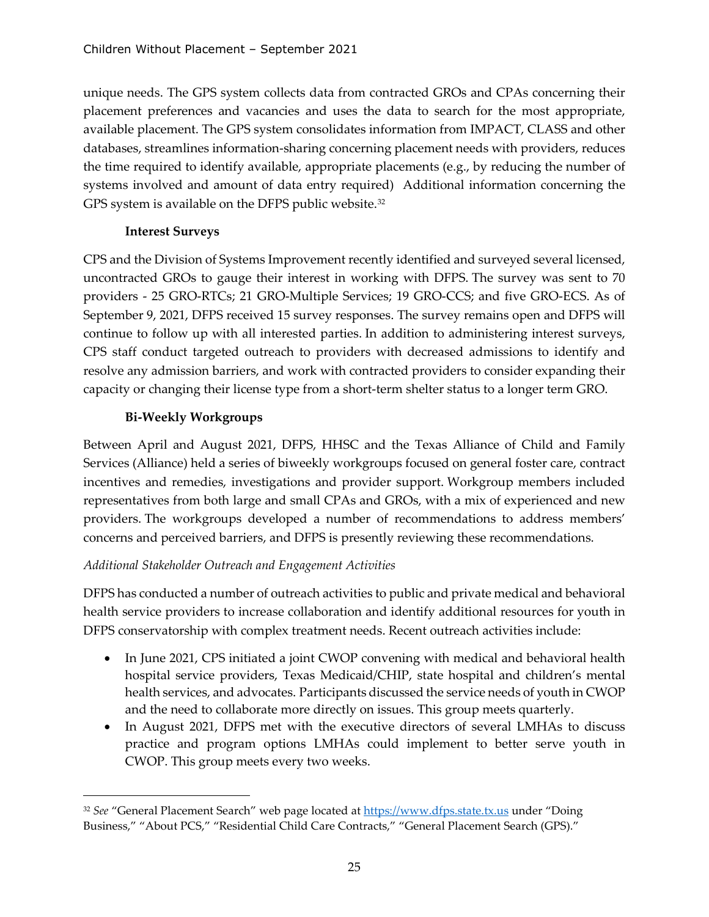unique needs. The GPS system collects data from contracted GROs and CPAs concerning their placement preferences and vacancies and uses the data to search for the most appropriate, available placement. The GPS system consolidates information from IMPACT, CLASS and other databases, streamlines information-sharing concerning placement needs with providers, reduces the time required to identify available, appropriate placements (e.g., by reducing the number of systems involved and amount of data entry required) Additional information concerning the GPS system is available on the DFPS public website.[32]

#### Interest Surveys

CPS and the Division of Systems Improvement recently identified and surveyed several licensed, uncontracted GROs to gauge their interest in working with DFPS. The survey was sent to 70 providers - 25 GRO-RTCs; 21 GRO-Multiple Services; 19 GRO-CCS; and five GRO-ECS. As of September 9, 2021, DFPS received 15 survey responses. The survey remains open and DFPS will continue to follow up with all interested parties. In addition to administering interest surveys, CPS staff conduct targeted outreach to providers with decreased admissions to identify and resolve any admission barriers, and work with contracted providers to consider expanding their capacity or changing their license type from a short-term shelter status to a longer term GRO.

#### Bi-Weekly Workgroups

Between April and August 2021, DFPS, HHSC and the Texas Alliance of Child and Family Services (Alliance) held a series of biweekly workgroups focused on general foster care, contract incentives and remedies, investigations and provider support. Workgroup members included representatives from both large and small CPAs and GROs, with a mix of experienced and new providers. The workgroups developed a number of recommendations to address members' concerns and perceived barriers, and DFPS is presently reviewing these recommendations.

*Additional Stakeholder Outreach and Engagement Activities*

DFPS has conducted a number of outreach activities to public and private medical and behavioral health service providers to increase collaboration and identify additional resources for youth in DFPS conservatorship with complex treatment needs. Recent outreach activities include:

- In June 2021, CPS initiated a joint CWOP convening with medical and behavioral health hospital service providers, Texas Medicaid/CHIP, state hospital and children's mental health services, and advocates. Participants discussed the service needs of youth in CWOP and the need to collaborate more directly on issues. This group meets quarterly.
- In August 2021, DFPS met with the executive directors of several LMHAs to discuss practice and program options LMHAs could implement to better serve youth in CWOP. This group meets every two weeks.

[32] *See* "General Placement Search" web page located at https://www.dfps.state.tx.us under "Doing Business," "About PCS," "Residential Child Care Contracts," "General Placement Search (GPS)."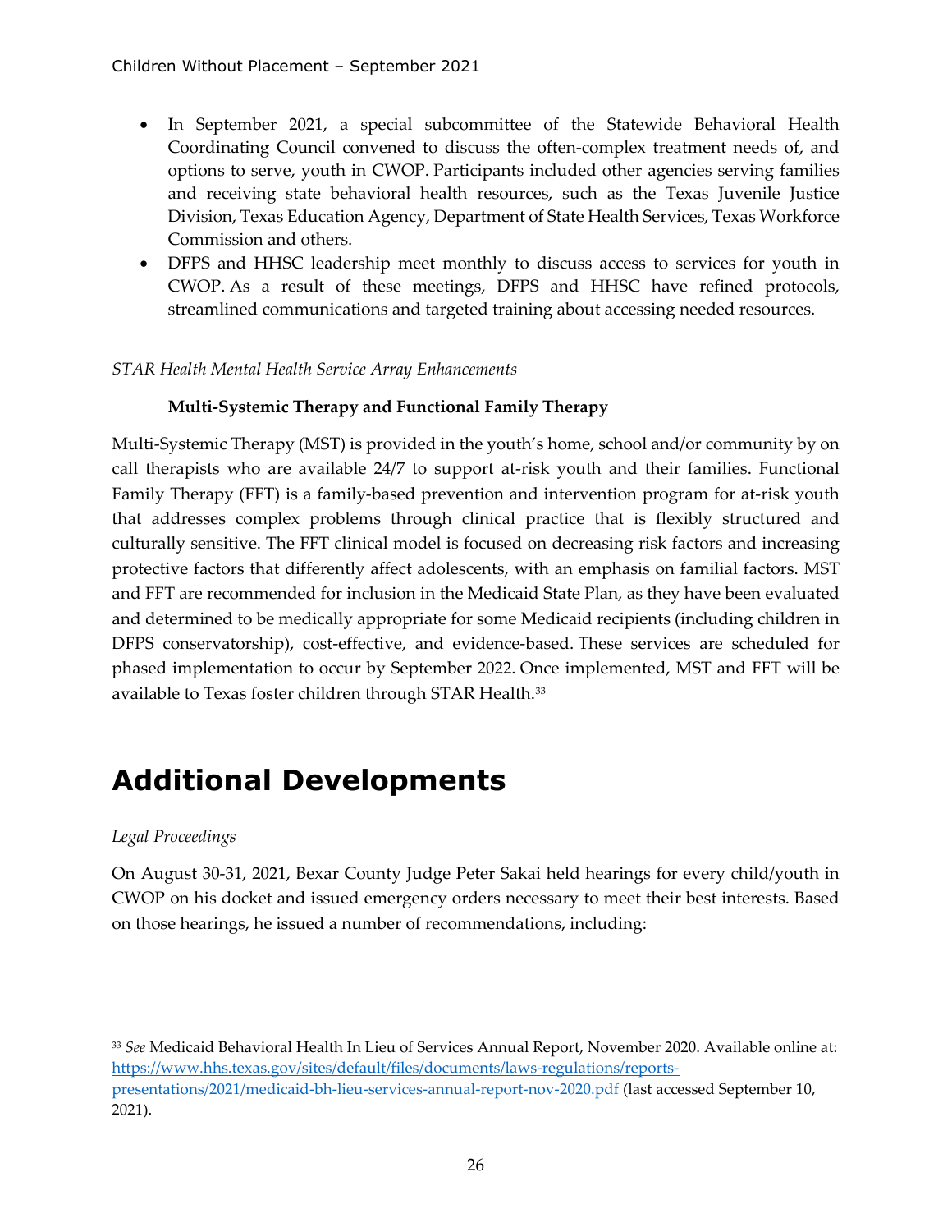- In September 2021, a special subcommittee of the Statewide Behavioral Health Coordinating Council convened to discuss the often-complex treatment needs of, and options to serve, youth in CWOP. Participants included other agencies serving families and receiving state behavioral health resources, such as the Texas Juvenile Justice Division, Texas Education Agency, Department of State Health Services, Texas Workforce Commission and others.
- DFPS and HHSC leadership meet monthly to discuss access to services for youth in CWOP. As a result of these meetings, DFPS and HHSC have refined protocols, streamlined communications and targeted training about accessing needed resources.

*STAR Health Mental Health Service Array Enhancements*

**Multi-Systemic Therapy and Functional Family Therapy**

Multi-Systemic Therapy (MST) is provided in the youth's home, school and/or community by on call therapists who are available 24/7 to support at-risk youth and their families. Functional Family Therapy (FFT) is a family-based prevention and intervention program for at-risk youth that addresses complex problems through clinical practice that is flexibly structured and culturally sensitive. The FFT clinical model is focused on decreasing risk factors and increasing protective factors that differently affect adolescents, with an emphasis on familial factors. MST and FFT are recommended for inclusion in the Medicaid State Plan, as they have been evaluated and determined to be medically appropriate for some Medicaid recipients (including children in DFPS conservatorship), cost-effective, and evidence-based. These services are scheduled for phased implementation to occur by September 2022. Once implemented, MST and FFT will be available to Texas foster children through STAR Health.[33]

# Additional Developments

*Legal Proceedings*

On August 30-31, 2021, Bexar County Judge Peter Sakai held hearings for every child/youth in CWOP on his docket and issued emergency orders necessary to meet their best interests. Based on those hearings, he issued a number of recommendations, including:

---

[33] *See* Medicaid Behavioral Health In Lieu of Services Annual Report, November 2020. Available online at: https://www.hhs.texas.gov/sites/default/files/documents/laws-regulations/reports-presentations/2021/medicaid-bh-lieu-services-annual-report-nov-2020.pdf (last accessed September 10, 2021).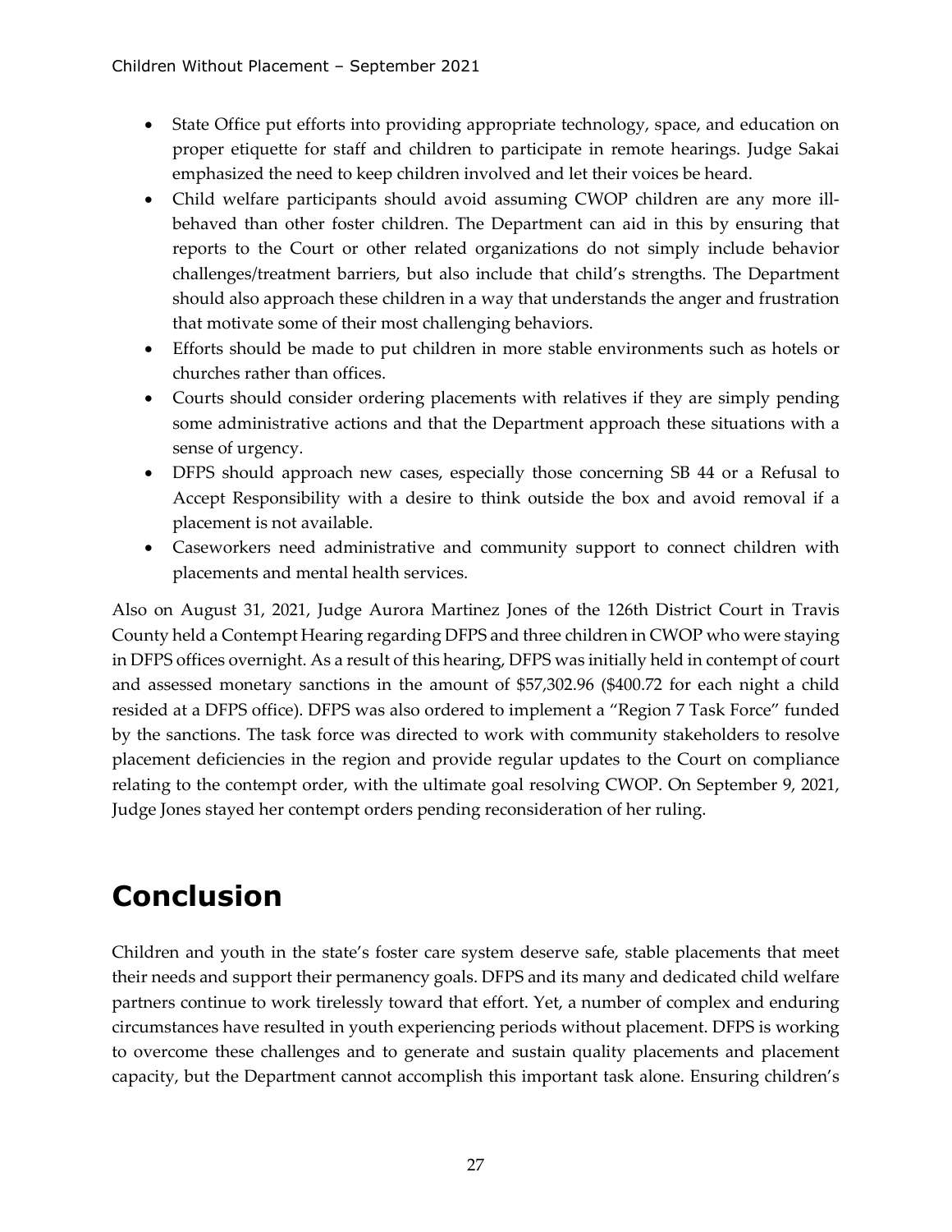- State Office put efforts into providing appropriate technology, space, and education on proper etiquette for staff and children to participate in remote hearings. Judge Sakai emphasized the need to keep children involved and let their voices be heard.
- Child welfare participants should avoid assuming CWOP children are any more ill-behaved than other foster children. The Department can aid in this by ensuring that reports to the Court or other related organizations do not simply include behavior challenges/treatment barriers, but also include that child's strengths. The Department should also approach these children in a way that understands the anger and frustration that motivate some of their most challenging behaviors.
- Efforts should be made to put children in more stable environments such as hotels or churches rather than offices.
- Courts should consider ordering placements with relatives if they are simply pending some administrative actions and that the Department approach these situations with a sense of urgency.
- DFPS should approach new cases, especially those concerning SB 44 or a Refusal to Accept Responsibility with a desire to think outside the box and avoid removal if a placement is not available.
- Caseworkers need administrative and community support to connect children with placements and mental health services.

Also on August 31, 2021, Judge Aurora Martinez Jones of the 126th District Court in Travis County held a Contempt Hearing regarding DFPS and three children in CWOP who were staying in DFPS offices overnight. As a result of this hearing, DFPS was initially held in contempt of court and assessed monetary sanctions in the amount of $57,302.96 ($400.72 for each night a child resided at a DFPS office). DFPS was also ordered to implement a "Region 7 Task Force" funded by the sanctions. The task force was directed to work with community stakeholders to resolve placement deficiencies in the region and provide regular updates to the Court on compliance relating to the contempt order, with the ultimate goal resolving CWOP. On September 9, 2021, Judge Jones stayed her contempt orders pending reconsideration of her ruling.

# Conclusion

Children and youth in the state's foster care system deserve safe, stable placements that meet their needs and support their permanency goals. DFPS and its many and dedicated child welfare partners continue to work tirelessly toward that effort. Yet, a number of complex and enduring circumstances have resulted in youth experiencing periods without placement. DFPS is working to overcome these challenges and to generate and sustain quality placements and placement capacity, but the Department cannot accomplish this important task alone. Ensuring children's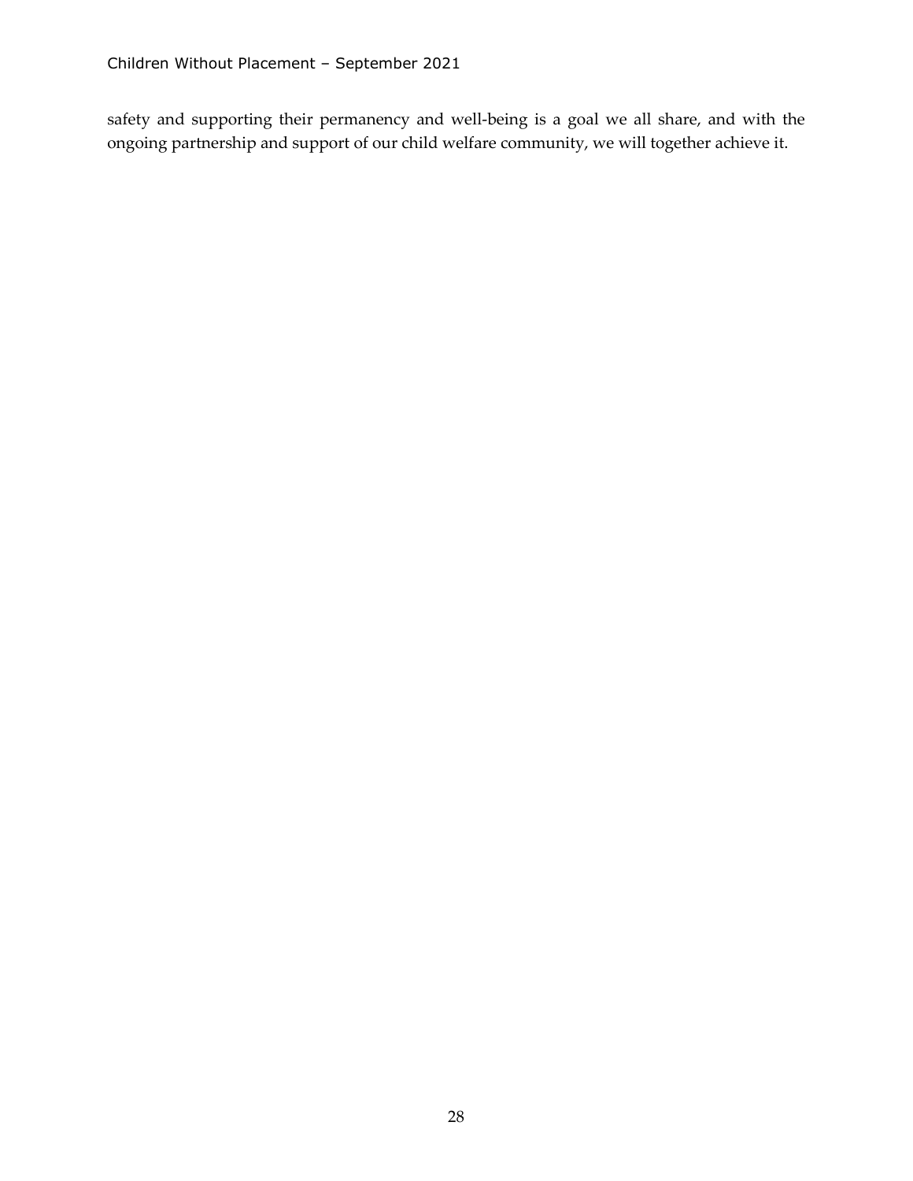safety and supporting their permanency and well-being is a goal we all share, and with the ongoing partnership and support of our child welfare community, we will together achieve it.